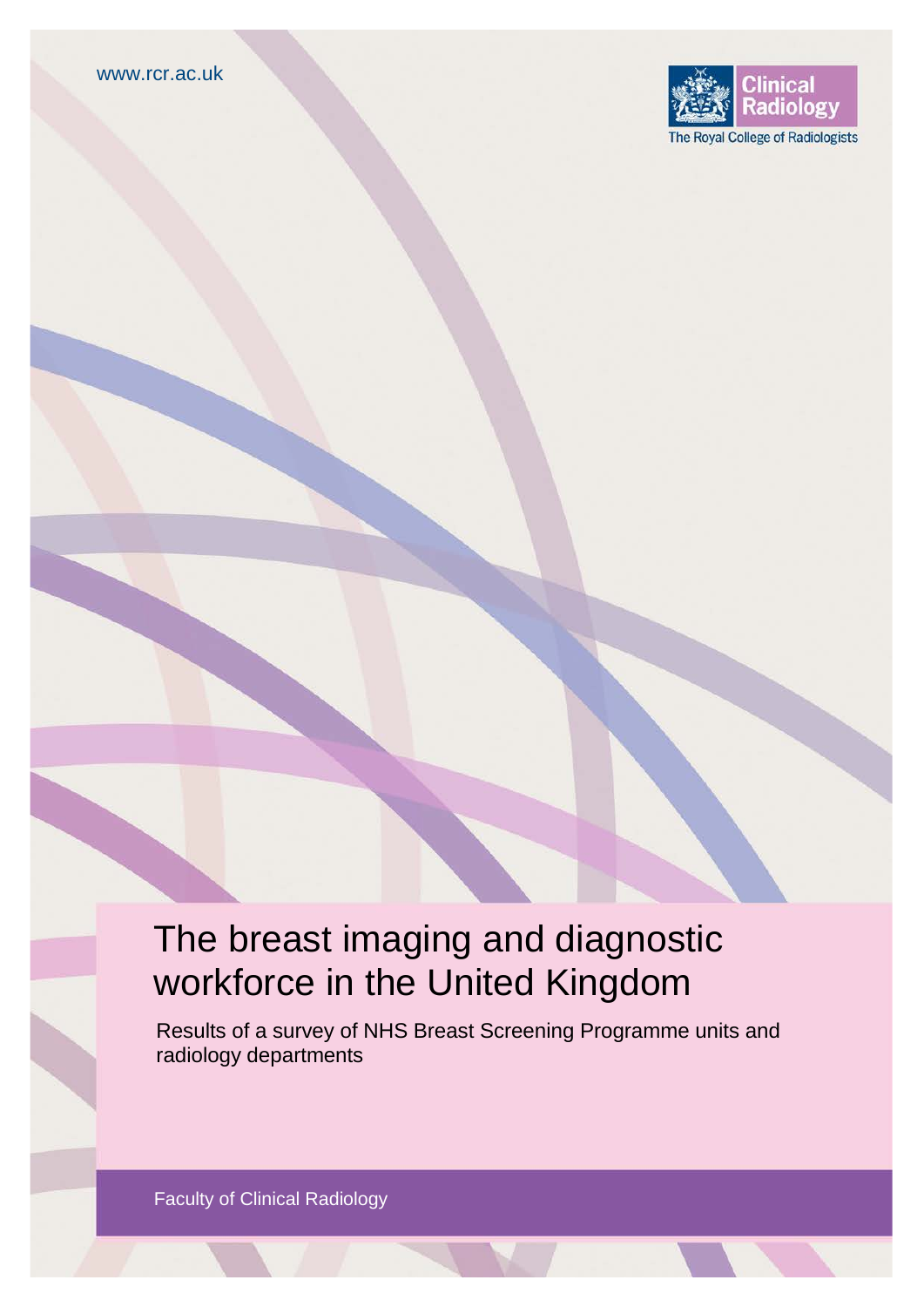www.rcr.ac.uk

Clinical Radiology
The Royal College of Radiologists

# The breast imaging and diagnostic workforce in the United Kingdom

Results of a survey of NHS Breast Screening Programme units and radiology departments

Faculty of Clinical Radiology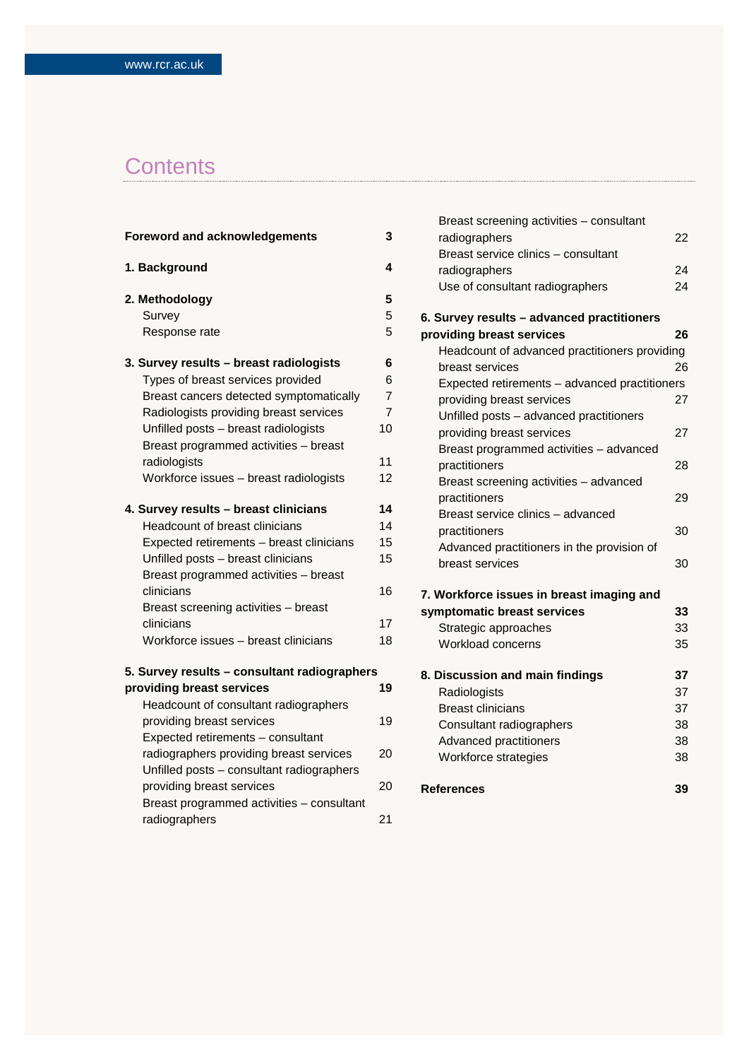# Contents

**Foreword and acknowledgements** 3

**1. Background** 4

**2. Methodology** 5
- Survey 5
- Response rate 5

**3. Survey results – breast radiologists** 6
- Types of breast services provided 6
- Breast cancers detected symptomatically 7
- Radiologists providing breast services 7
- Unfilled posts – breast radiologists 10
- Breast programmed activities – breast radiologists 11
- Workforce issues – breast radiologists 12

**4. Survey results – breast clinicians** 14
- Headcount of breast clinicians 14
- Expected retirements – breast clinicians 15
- Unfilled posts – breast clinicians 15
- Breast programmed activities – breast clinicians 16
- Breast screening activities – breast clinicians 17
- Workforce issues – breast clinicians 18

**5. Survey results – consultant radiographers providing breast services** 19
- Headcount of consultant radiographers providing breast services 19
- Expected retirements – consultant radiographers providing breast services 20
- Unfilled posts – consultant radiographers providing breast services 20
- Breast programmed activities – consultant radiographers 21
- Breast screening activities – consultant radiographers 22
- Breast service clinics – consultant radiographers 24
- Use of consultant radiographers 24

**6. Survey results – advanced practitioners providing breast services** 26
- Headcount of advanced practitioners providing breast services 26
- Expected retirements – advanced practitioners providing breast services 27
- Unfilled posts – advanced practitioners providing breast services 27
- Breast programmed activities – advanced practitioners 28
- Breast screening activities – advanced practitioners 29
- Breast service clinics – advanced practitioners 30
- Advanced practitioners in the provision of breast services 30

**7. Workforce issues in breast imaging and symptomatic breast services** 33
- Strategic approaches 33
- Workload concerns 35

**8. Discussion and main findings** 37
- Radiologists 37
- Breast clinicians 37
- Consultant radiographers 38
- Advanced practitioners 38
- Workforce strategies 38

**References** 39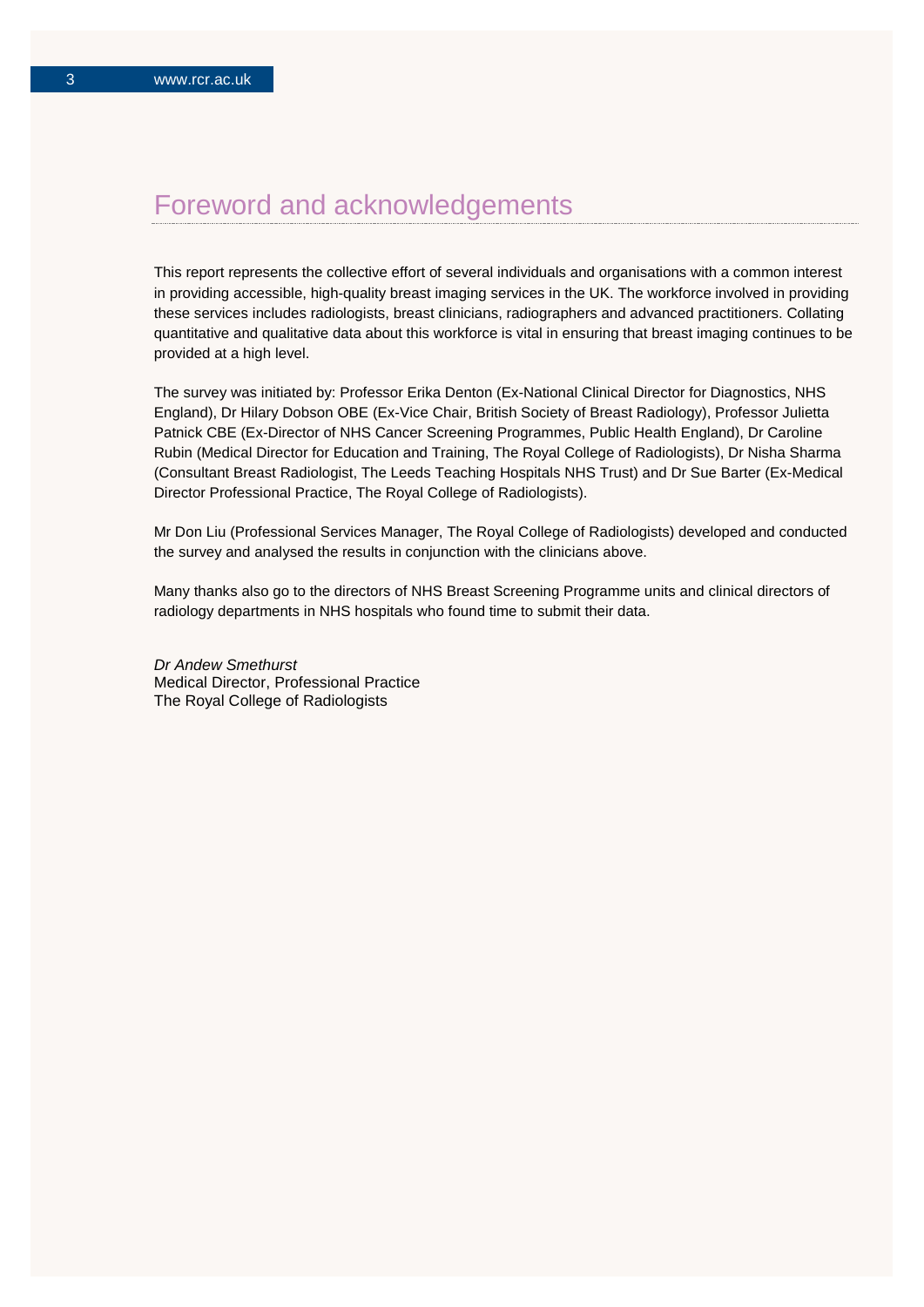# Foreword and acknowledgements

This report represents the collective effort of several individuals and organisations with a common interest in providing accessible, high-quality breast imaging services in the UK. The workforce involved in providing these services includes radiologists, breast clinicians, radiographers and advanced practitioners. Collating quantitative and qualitative data about this workforce is vital in ensuring that breast imaging continues to be provided at a high level.

The survey was initiated by: Professor Erika Denton (Ex-National Clinical Director for Diagnostics, NHS England), Dr Hilary Dobson OBE (Ex-Vice Chair, British Society of Breast Radiology), Professor Julietta Patnick CBE (Ex-Director of NHS Cancer Screening Programmes, Public Health England), Dr Caroline Rubin (Medical Director for Education and Training, The Royal College of Radiologists), Dr Nisha Sharma (Consultant Breast Radiologist, The Leeds Teaching Hospitals NHS Trust) and Dr Sue Barter (Ex-Medical Director Professional Practice, The Royal College of Radiologists).

Mr Don Liu (Professional Services Manager, The Royal College of Radiologists) developed and conducted the survey and analysed the results in conjunction with the clinicians above.

Many thanks also go to the directors of NHS Breast Screening Programme units and clinical directors of radiology departments in NHS hospitals who found time to submit their data.

*Dr Andew Smethurst*
Medical Director, Professional Practice
The Royal College of Radiologists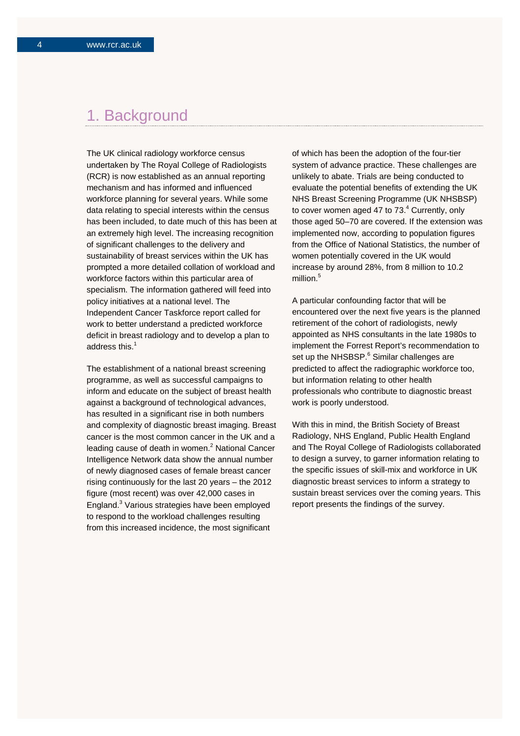# 1. Background

The UK clinical radiology workforce census undertaken by The Royal College of Radiologists (RCR) is now established as an annual reporting mechanism and has informed and influenced workforce planning for several years. While some data relating to special interests within the census has been included, to date much of this has been at an extremely high level. The increasing recognition of significant challenges to the delivery and sustainability of breast services within the UK has prompted a more detailed collation of workload and workforce factors within this particular area of specialism. The information gathered will feed into policy initiatives at a national level. The Independent Cancer Taskforce report called for work to better understand a predicted workforce deficit in breast radiology and to develop a plan to address this.[1]

The establishment of a national breast screening programme, as well as successful campaigns to inform and educate on the subject of breast health against a background of technological advances, has resulted in a significant rise in both numbers and complexity of diagnostic breast imaging. Breast cancer is the most common cancer in the UK and a leading cause of death in women.[2] National Cancer Intelligence Network data show the annual number of newly diagnosed cases of female breast cancer rising continuously for the last 20 years – the 2012 figure (most recent) was over 42,000 cases in England.[3] Various strategies have been employed to respond to the workload challenges resulting from this increased incidence, the most significant of which has been the adoption of the four-tier system of advance practice. These challenges are unlikely to abate. Trials are being conducted to evaluate the potential benefits of extending the UK NHS Breast Screening Programme (UK NHSBSP) to cover women aged 47 to 73.[4] Currently, only those aged 50–70 are covered. If the extension was implemented now, according to population figures from the Office of National Statistics, the number of women potentially covered in the UK would increase by around 28%, from 8 million to 10.2 million.[5]

A particular confounding factor that will be encountered over the next five years is the planned retirement of the cohort of radiologists, newly appointed as NHS consultants in the late 1980s to implement the Forrest Report's recommendation to set up the NHSBSP.[6] Similar challenges are predicted to affect the radiographic workforce too, but information relating to other health professionals who contribute to diagnostic breast work is poorly understood.

With this in mind, the British Society of Breast Radiology, NHS England, Public Health England and The Royal College of Radiologists collaborated to design a survey, to garner information relating to the specific issues of skill-mix and workforce in UK diagnostic breast services to inform a strategy to sustain breast services over the coming years. This report presents the findings of the survey.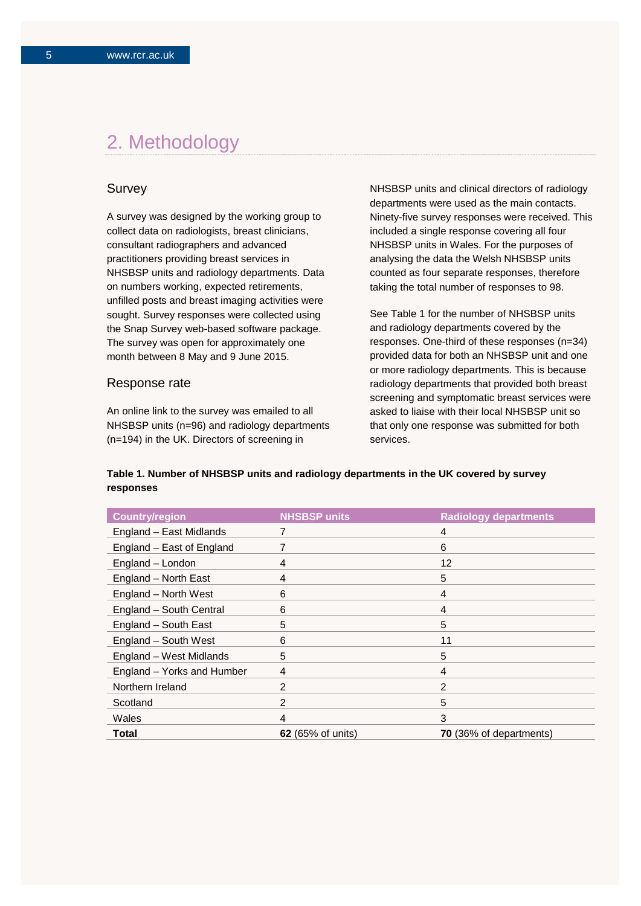## 2. Methodology

### Survey

A survey was designed by the working group to collect data on radiologists, breast clinicians, consultant radiographers and advanced practitioners providing breast services in NHSBSP units and radiology departments. Data on numbers working, expected retirements, unfilled posts and breast imaging activities were sought. Survey responses were collected using the Snap Survey web-based software package. The survey was open for approximately one month between 8 May and 9 June 2015.

### Response rate

An online link to the survey was emailed to all NHSBSP units (n=96) and radiology departments (n=194) in the UK. Directors of screening in NHSBSP units and clinical directors of radiology departments were used as the main contacts. Ninety-five survey responses were received. This included a single response covering all four NHSBSP units in Wales. For the purposes of analysing the data the Welsh NHSBSP units counted as four separate responses, therefore taking the total number of responses to 98.

See Table 1 for the number of NHSBSP units and radiology departments covered by the responses. One-third of these responses (n=34) provided data for both an NHSBSP unit and one or more radiology departments. This is because radiology departments that provided both breast screening and symptomatic breast services were asked to liaise with their local NHSBSP unit so that only one response was submitted for both services.

**Table 1. Number of NHSBSP units and radiology departments in the UK covered by survey responses**

| Country/region | NHSBSP units | Radiology departments |
|---|---|---|
| England – East Midlands | 7 | 4 |
| England – East of England | 7 | 6 |
| England – London | 4 | 12 |
| England – North East | 4 | 5 |
| England – North West | 6 | 4 |
| England – South Central | 6 | 4 |
| England – South East | 5 | 5 |
| England – South West | 6 | 11 |
| England – West Midlands | 5 | 5 |
| England – Yorks and Humber | 4 | 4 |
| Northern Ireland | 2 | 2 |
| Scotland | 2 | 5 |
| Wales | 4 | 3 |
| **Total** | **62** (65% of units) | **70** (36% of departments) |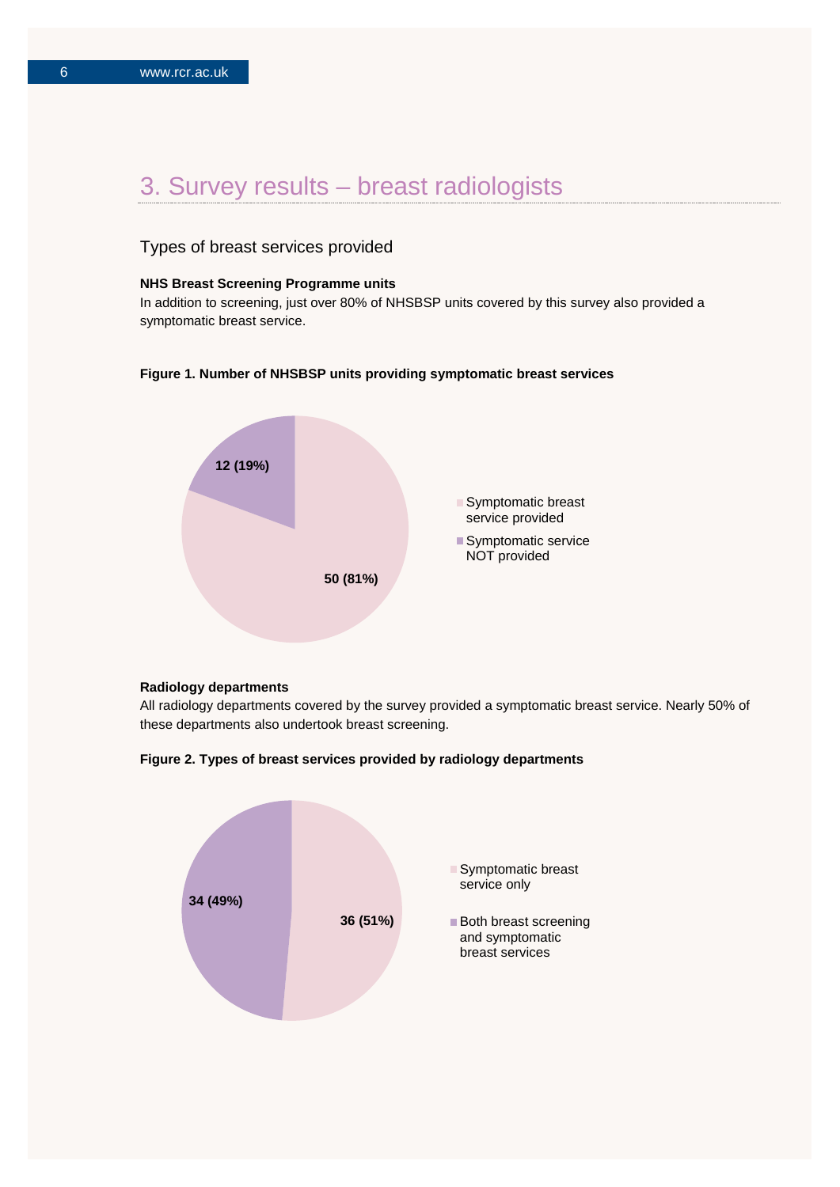# 3. Survey results – breast radiologists

## Types of breast services provided

**NHS Breast Screening Programme units**

In addition to screening, just over 80% of NHSBSP units covered by this survey also provided a symptomatic breast service.

**Figure 1. Number of NHSBSP units providing symptomatic breast services**

12 (19%)

50 (81%)

- Symptomatic breast service provided
- Symptomatic service NOT provided

**Radiology departments**

All radiology departments covered by the survey provided a symptomatic breast service. Nearly 50% of these departments also undertook breast screening.

**Figure 2. Types of breast services provided by radiology departments**

34 (49%)

36 (51%)

- Symptomatic breast service only
- Both breast screening and symptomatic breast services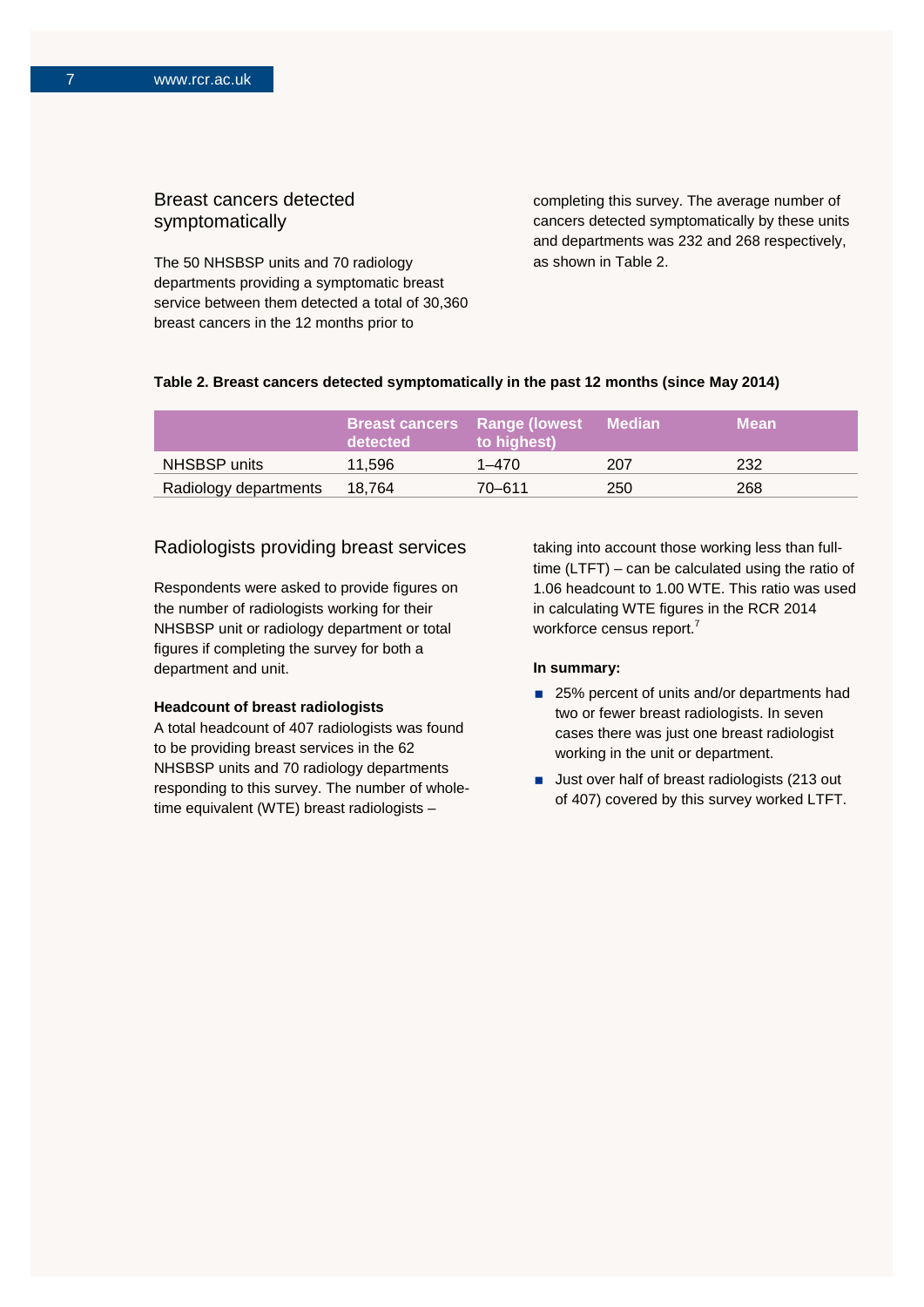## Breast cancers detected symptomatically

The 50 NHSBSP units and 70 radiology departments providing a symptomatic breast service between them detected a total of 30,360 breast cancers in the 12 months prior to completing this survey. The average number of cancers detected symptomatically by these units and departments was 232 and 268 respectively, as shown in Table 2.

**Table 2. Breast cancers detected symptomatically in the past 12 months (since May 2014)**

| | Breast cancers detected | Range (lowest to highest) | Median | Mean |
|---|---|---|---|---|
| NHSBSP units | 11,596 | 1–470 | 207 | 232 |
| Radiology departments | 18,764 | 70–611 | 250 | 268 |

## Radiologists providing breast services

Respondents were asked to provide figures on the number of radiologists working for their NHSBSP unit or radiology department or total figures if completing the survey for both a department and unit.

### Headcount of breast radiologists

A total headcount of 407 radiologists was found to be providing breast services in the 62 NHSBSP units and 70 radiology departments responding to this survey. The number of whole-time equivalent (WTE) breast radiologists – taking into account those working less than full-time (LTFT) – can be calculated using the ratio of 1.06 headcount to 1.00 WTE. This ratio was used in calculating WTE figures in the RCR 2014 workforce census report.[7]

**In summary:**

- 25% percent of units and/or departments had two or fewer breast radiologists. In seven cases there was just one breast radiologist working in the unit or department.
- Just over half of breast radiologists (213 out of 407) covered by this survey worked LTFT.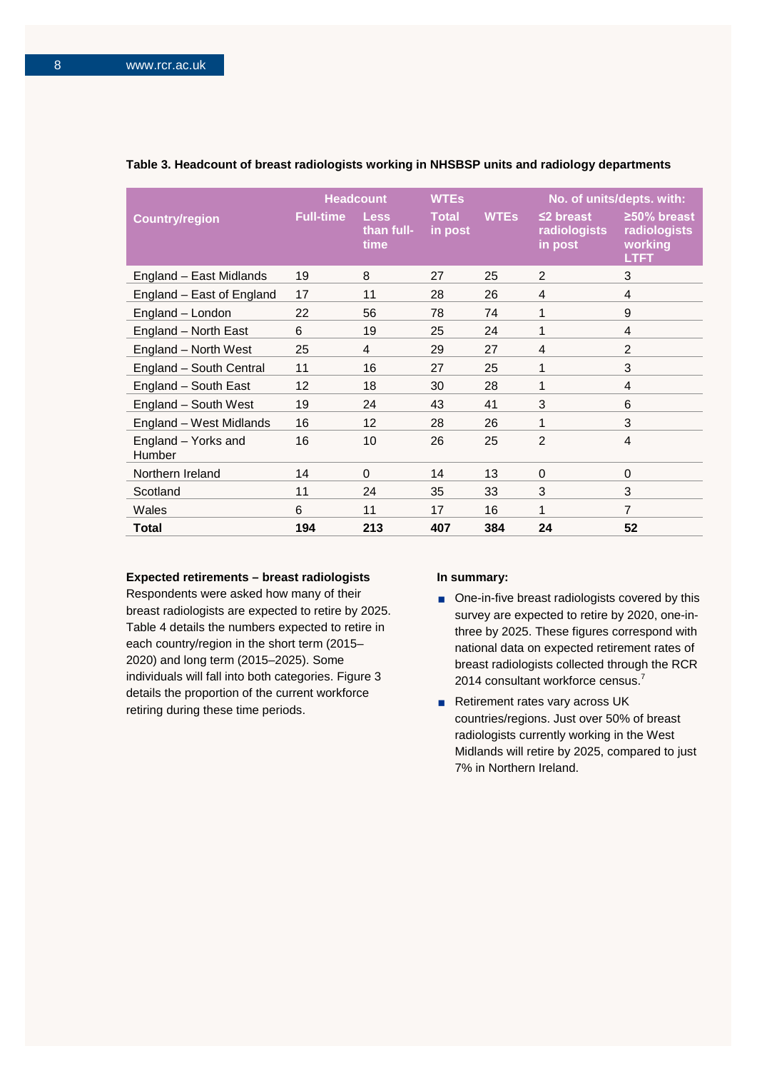**Table 3. Headcount of breast radiologists working in NHSBSP units and radiology departments**

| Country/region | Headcount | | WTEs | | No. of units/depts. with: | |
|---|---|---|---|---|---|---|
| | Full-time | Less than full-time | Total in post | WTEs | ≤2 breast radiologists in post | ≥50% breast radiologists working LTFT |
| England – East Midlands | 19 | 8 | 27 | 25 | 2 | 3 |
| England – East of England | 17 | 11 | 28 | 26 | 4 | 4 |
| England – London | 22 | 56 | 78 | 74 | 1 | 9 |
| England – North East | 6 | 19 | 25 | 24 | 1 | 4 |
| England – North West | 25 | 4 | 29 | 27 | 4 | 2 |
| England – South Central | 11 | 16 | 27 | 25 | 1 | 3 |
| England – South East | 12 | 18 | 30 | 28 | 1 | 4 |
| England – South West | 19 | 24 | 43 | 41 | 3 | 6 |
| England – West Midlands | 16 | 12 | 28 | 26 | 1 | 3 |
| England – Yorks and Humber | 16 | 10 | 26 | 25 | 2 | 4 |
| Northern Ireland | 14 | 0 | 14 | 13 | 0 | 0 |
| Scotland | 11 | 24 | 35 | 33 | 3 | 3 |
| Wales | 6 | 11 | 17 | 16 | 1 | 7 |
| **Total** | **194** | **213** | **407** | **384** | **24** | **52** |

**Expected retirements – breast radiologists**

Respondents were asked how many of their breast radiologists are expected to retire by 2025. Table 4 details the numbers expected to retire in each country/region in the short term (2015–2020) and long term (2015–2025). Some individuals will fall into both categories. Figure 3 details the proportion of the current workforce retiring during these time periods.

**In summary:**

- One-in-five breast radiologists covered by this survey are expected to retire by 2020, one-in-three by 2025. These figures correspond with national data on expected retirement rates of breast radiologists collected through the RCR 2014 consultant workforce census.[7]
- Retirement rates vary across UK countries/regions. Just over 50% of breast radiologists currently working in the West Midlands will retire by 2025, compared to just 7% in Northern Ireland.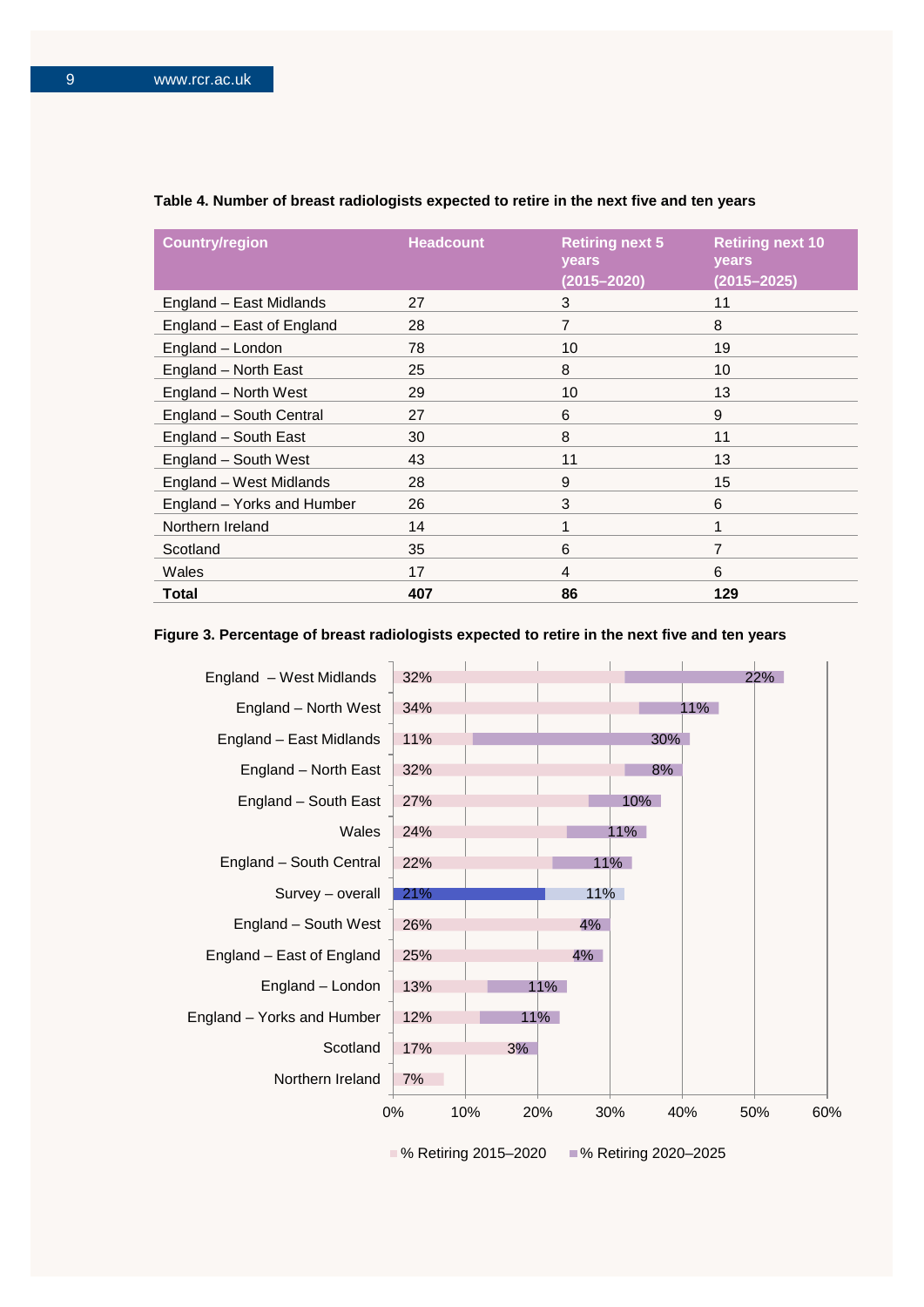**Table 4. Number of breast radiologists expected to retire in the next five and ten years**

| Country/region | Headcount | Retiring next 5 years (2015–2020) | Retiring next 10 years (2015–2025) |
|---|---|---|---|
| England – East Midlands | 27 | 3 | 11 |
| England – East of England | 28 | 7 | 8 |
| England – London | 78 | 10 | 19 |
| England – North East | 25 | 8 | 10 |
| England – North West | 29 | 10 | 13 |
| England – South Central | 27 | 6 | 9 |
| England – South East | 30 | 8 | 11 |
| England – South West | 43 | 11 | 13 |
| England – West Midlands | 28 | 9 | 15 |
| England – Yorks and Humber | 26 | 3 | 6 |
| Northern Ireland | 14 | 1 | 1 |
| Scotland | 35 | 6 | 7 |
| Wales | 17 | 4 | 6 |
| **Total** | **407** | **86** | **129** |

**Figure 3. Percentage of breast radiologists expected to retire in the next five and ten years**

| Country/region | % Retiring 2015–2020 | % Retiring 2020–2025 |
|---|---|---|
| England – West Midlands | 32% | 22% |
| England – North West | 34% | 11% |
| England – East Midlands | 11% | 30% |
| England – North East | 32% | 8% |
| England – South East | 27% | 10% |
| Wales | 24% | 11% |
| England – South Central | 22% | 11% |
| Survey – overall | 21% | 11% |
| England – South West | 26% | 4% |
| England – East of England | 25% | 4% |
| England – London | 13% | 11% |
| England – Yorks and Humber | 12% | 11% |
| Scotland | 17% | 3% |
| Northern Ireland | 7% | |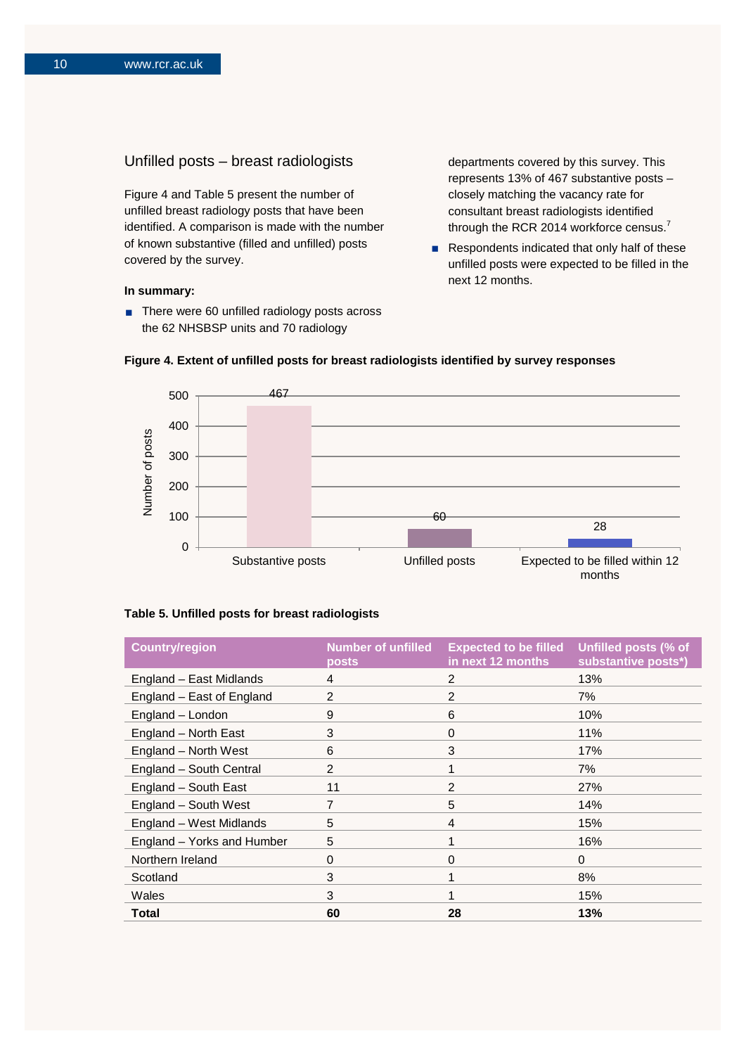## Unfilled posts – breast radiologists

Figure 4 and Table 5 present the number of unfilled breast radiology posts that have been identified. A comparison is made with the number of known substantive (filled and unfilled) posts covered by the survey.

**In summary:**

- There were 60 unfilled radiology posts across the 62 NHSBSP units and 70 radiology departments covered by this survey. This represents 13% of 467 substantive posts – closely matching the vacancy rate for consultant breast radiologists identified through the RCR 2014 workforce census.[7]
- Respondents indicated that only half of these unfilled posts were expected to be filled in the next 12 months.

**Figure 4. Extent of unfilled posts for breast radiologists identified by survey responses**

| | Number of posts |
|---|---|
| Substantive posts | 467 |
| Unfilled posts | 60 |
| Expected to be filled within 12 months | 28 |

**Table 5. Unfilled posts for breast radiologists**

| Country/region | Number of unfilled posts | Expected to be filled in next 12 months | Unfilled posts (% of substantive posts*) |
|---|---|---|---|
| England – East Midlands | 4 | 2 | 13% |
| England – East of England | 2 | 2 | 7% |
| England – London | 9 | 6 | 10% |
| England – North East | 3 | 0 | 11% |
| England – North West | 6 | 3 | 17% |
| England – South Central | 2 | 1 | 7% |
| England – South East | 11 | 2 | 27% |
| England – South West | 7 | 5 | 14% |
| England – West Midlands | 5 | 4 | 15% |
| England – Yorks and Humber | 5 | 1 | 16% |
| Northern Ireland | 0 | 0 | 0 |
| Scotland | 3 | 1 | 8% |
| Wales | 3 | 1 | 15% |
| **Total** | **60** | **28** | **13%** |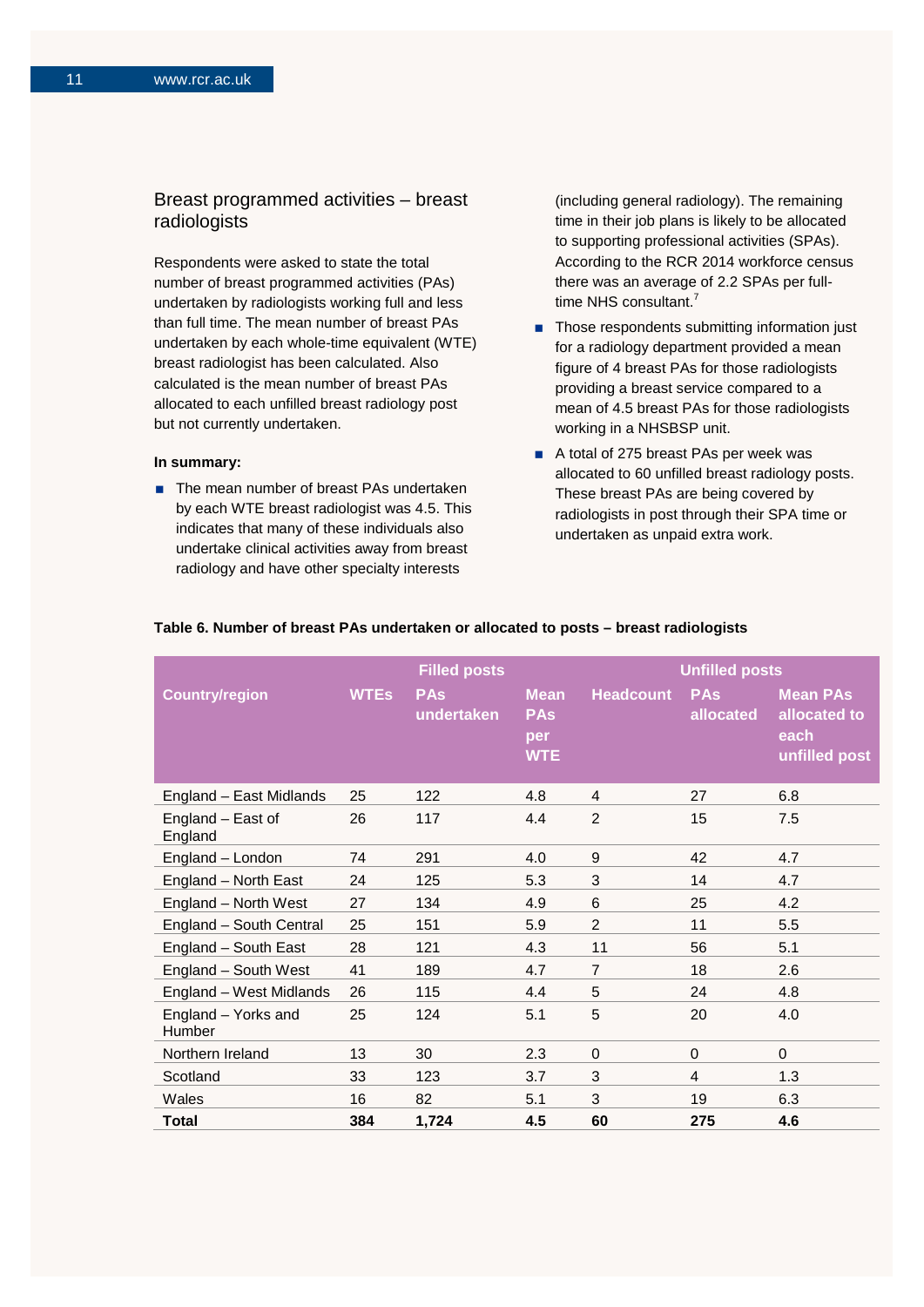## Breast programmed activities – breast radiologists

Respondents were asked to state the total number of breast programmed activities (PAs) undertaken by radiologists working full and less than full time. The mean number of breast PAs undertaken by each whole-time equivalent (WTE) breast radiologist has been calculated. Also calculated is the mean number of breast PAs allocated to each unfilled breast radiology post but not currently undertaken.

**In summary:**

- The mean number of breast PAs undertaken by each WTE breast radiologist was 4.5. This indicates that many of these individuals also undertake clinical activities away from breast radiology and have other specialty interests (including general radiology). The remaining time in their job plans is likely to be allocated to supporting professional activities (SPAs). According to the RCR 2014 workforce census there was an average of 2.2 SPAs per full-time NHS consultant.[7]
- Those respondents submitting information just for a radiology department provided a mean figure of 4 breast PAs for those radiologists providing a breast service compared to a mean of 4.5 breast PAs for those radiologists working in a NHSBSP unit.
- A total of 275 breast PAs per week was allocated to 60 unfilled breast radiology posts. These breast PAs are being covered by radiologists in post through their SPA time or undertaken as unpaid extra work.

**Table 6. Number of breast PAs undertaken or allocated to posts – breast radiologists**

| | Filled posts | | | Unfilled posts | | |
|---|---|---|---|---|---|---|
| Country/region | WTEs | PAs undertaken | Mean PAs per WTE | Headcount | PAs allocated | Mean PAs allocated to each unfilled post |
| England – East Midlands | 25 | 122 | 4.8 | 4 | 27 | 6.8 |
| England – East of England | 26 | 117 | 4.4 | 2 | 15 | 7.5 |
| England – London | 74 | 291 | 4.0 | 9 | 42 | 4.7 |
| England – North East | 24 | 125 | 5.3 | 3 | 14 | 4.7 |
| England – North West | 27 | 134 | 4.9 | 6 | 25 | 4.2 |
| England – South Central | 25 | 151 | 5.9 | 2 | 11 | 5.5 |
| England – South East | 28 | 121 | 4.3 | 11 | 56 | 5.1 |
| England – South West | 41 | 189 | 4.7 | 7 | 18 | 2.6 |
| England – West Midlands | 26 | 115 | 4.4 | 5 | 24 | 4.8 |
| England – Yorks and Humber | 25 | 124 | 5.1 | 5 | 20 | 4.0 |
| Northern Ireland | 13 | 30 | 2.3 | 0 | 0 | 0 |
| Scotland | 33 | 123 | 3.7 | 3 | 4 | 1.3 |
| Wales | 16 | 82 | 5.1 | 3 | 19 | 6.3 |
| **Total** | **384** | **1,724** | **4.5** | **60** | **275** | **4.6** |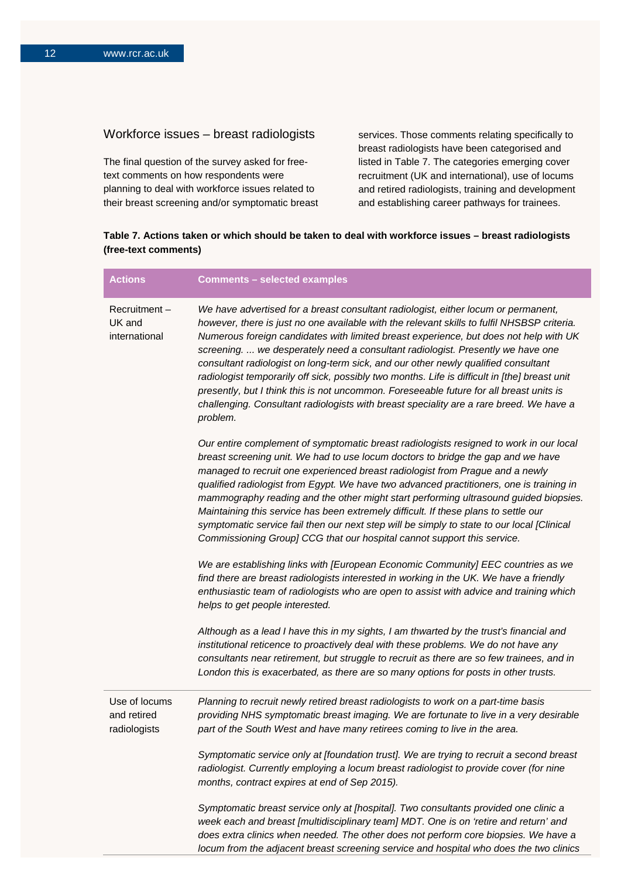## Workforce issues – breast radiologists

The final question of the survey asked for free-text comments on how respondents were planning to deal with workforce issues related to their breast screening and/or symptomatic breast services. Those comments relating specifically to breast radiologists have been categorised and listed in Table 7. The categories emerging cover recruitment (UK and international), use of locums and retired radiologists, training and development and establishing career pathways for trainees.

**Table 7. Actions taken or which should be taken to deal with workforce issues – breast radiologists (free-text comments)**

| Actions | Comments – selected examples |
|---|---|
| Recruitment – UK and international | *We have advertised for a breast consultant radiologist, either locum or permanent, however, there is just no one available with the relevant skills to fulfil NHSBSP criteria. Numerous foreign candidates with limited breast experience, but does not help with UK screening. ... we desperately need a consultant radiologist. Presently we have one consultant radiologist on long-term sick, and our other newly qualified consultant radiologist temporarily off sick, possibly two months. Life is difficult in [the] breast unit presently, but I think this is not uncommon. Foreseeable future for all breast units is challenging. Consultant radiologists with breast speciality are a rare breed. We have a problem.* |
| | *Our entire complement of symptomatic breast radiologists resigned to work in our local breast screening unit. We had to use locum doctors to bridge the gap and we have managed to recruit one experienced breast radiologist from Prague and a newly qualified radiologist from Egypt. We have two advanced practitioners, one is training in mammography reading and the other might start performing ultrasound guided biopsies. Maintaining this service has been extremely difficult. If these plans to settle our symptomatic service fail then our next step will be simply to state to our local [Clinical Commissioning Group] CCG that our hospital cannot support this service.* |
| | *We are establishing links with [European Economic Community] EEC countries as we find there are breast radiologists interested in working in the UK. We have a friendly enthusiastic team of radiologists who are open to assist with advice and training which helps to get people interested.* |
| | *Although as a lead I have this in my sights, I am thwarted by the trust's financial and institutional reticence to proactively deal with these problems. We do not have any consultants near retirement, but struggle to recruit as there are so few trainees, and in London this is exacerbated, as there are so many options for posts in other trusts.* |
| Use of locums and retired radiologists | *Planning to recruit newly retired breast radiologists to work on a part-time basis providing NHS symptomatic breast imaging. We are fortunate to live in a very desirable part of the South West and have many retirees coming to live in the area.* |
| | *Symptomatic service only at [foundation trust]. We are trying to recruit a second breast radiologist. Currently employing a locum breast radiologist to provide cover (for nine months, contract expires at end of Sep 2015).* |
| | *Symptomatic breast service only at [hospital]. Two consultants provided one clinic a week each and breast [multidisciplinary team] MDT. One is on 'retire and return' and does extra clinics when needed. The other does not perform core biopsies. We have a locum from the adjacent breast screening service and hospital who does the two clinics* |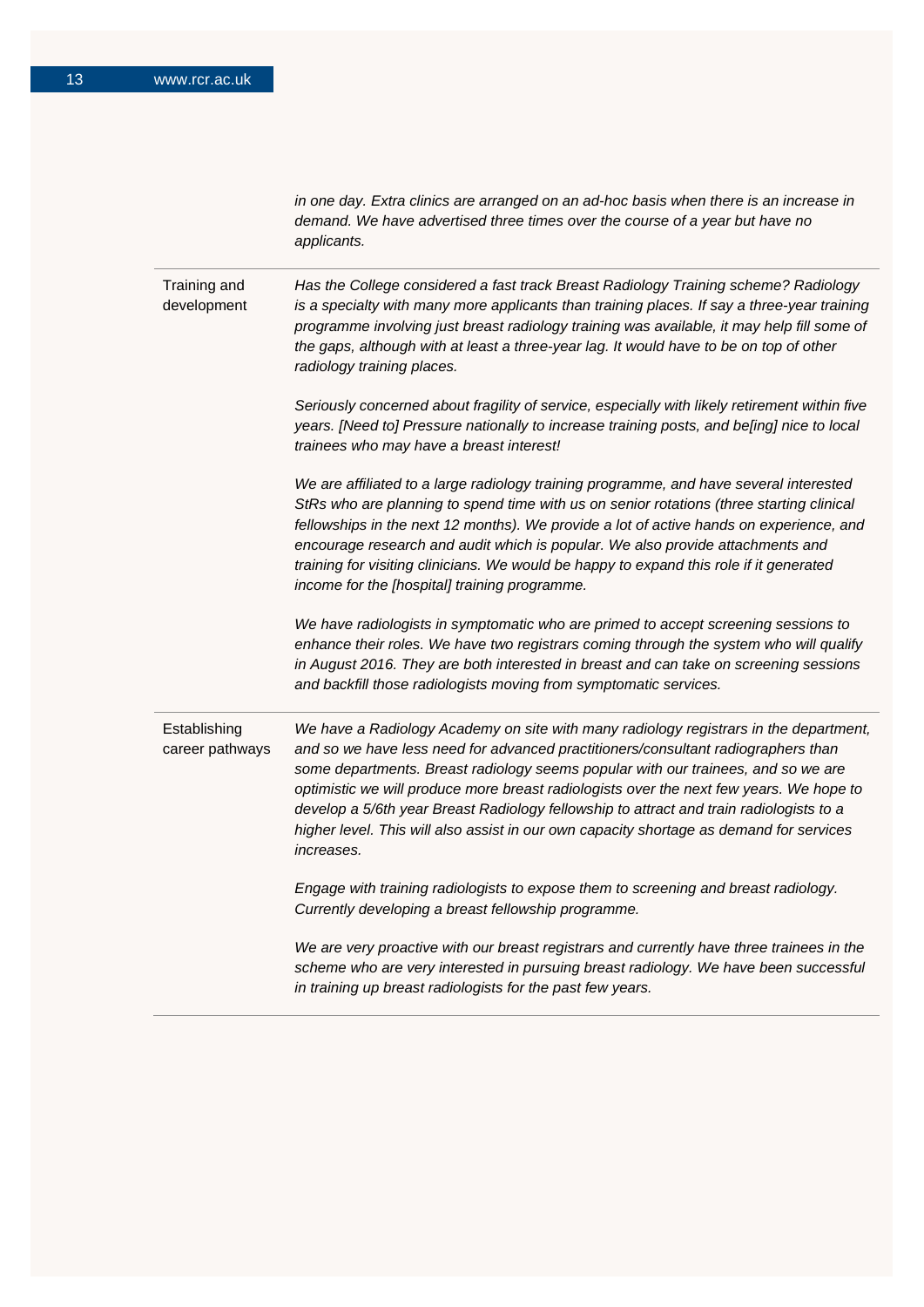| | |
|---|---|
| | *in one day. Extra clinics are arranged on an ad-hoc basis when there is an increase in demand. We have advertised three times over the course of a year but have no applicants.* |
| Training and development | *Has the College considered a fast track Breast Radiology Training scheme? Radiology is a specialty with many more applicants than training places. If say a three-year training programme involving just breast radiology training was available, it may help fill some of the gaps, although with at least a three-year lag. It would have to be on top of other radiology training places.*<br><br>*Seriously concerned about fragility of service, especially with likely retirement within five years. [Need to] Pressure nationally to increase training posts, and be[ing] nice to local trainees who may have a breast interest!*<br><br>*We are affiliated to a large radiology training programme, and have several interested StRs who are planning to spend time with us on senior rotations (three starting clinical fellowships in the next 12 months). We provide a lot of active hands on experience, and encourage research and audit which is popular. We also provide attachments and training for visiting clinicians. We would be happy to expand this role if it generated income for the [hospital] training programme.*<br><br>*We have radiologists in symptomatic who are primed to accept screening sessions to enhance their roles. We have two registrars coming through the system who will qualify in August 2016. They are both interested in breast and can take on screening sessions and backfill those radiologists moving from symptomatic services.* |
| Establishing career pathways | *We have a Radiology Academy on site with many radiology registrars in the department, and so we have less need for advanced practitioners/consultant radiographers than some departments. Breast radiology seems popular with our trainees, and so we are optimistic we will produce more breast radiologists over the next few years. We hope to develop a 5/6th year Breast Radiology fellowship to attract and train radiologists to a higher level. This will also assist in our own capacity shortage as demand for services increases.*<br><br>*Engage with training radiologists to expose them to screening and breast radiology. Currently developing a breast fellowship programme.*<br><br>*We are very proactive with our breast registrars and currently have three trainees in the scheme who are very interested in pursuing breast radiology. We have been successful in training up breast radiologists for the past few years.* |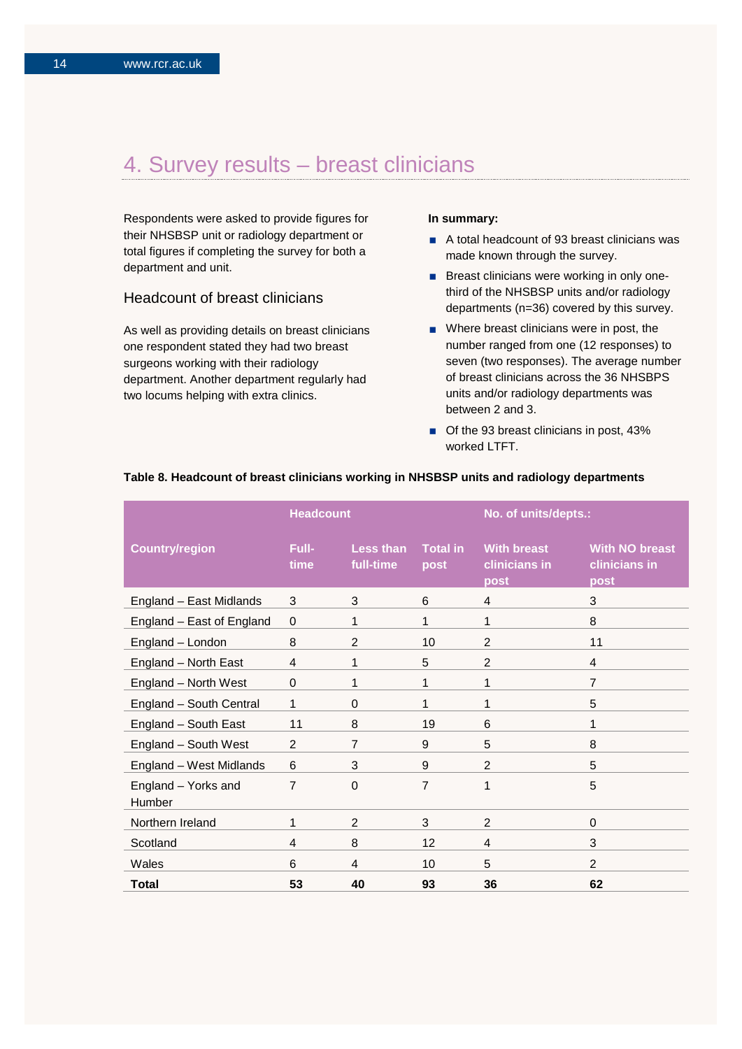# 4. Survey results – breast clinicians

Respondents were asked to provide figures for their NHSBSP unit or radiology department or total figures if completing the survey for both a department and unit.

## Headcount of breast clinicians

As well as providing details on breast clinicians one respondent stated they had two breast surgeons working with their radiology department. Another department regularly had two locums helping with extra clinics.

**In summary:**

- A total headcount of 93 breast clinicians was made known through the survey.
- Breast clinicians were working in only one-third of the NHSBSP units and/or radiology departments (n=36) covered by this survey.
- Where breast clinicians were in post, the number ranged from one (12 responses) to seven (two responses). The average number of breast clinicians across the 36 NHSBPS units and/or radiology departments was between 2 and 3.
- Of the 93 breast clinicians in post, 43% worked LTFT.

**Table 8. Headcount of breast clinicians working in NHSBSP units and radiology departments**

| | Headcount | | | No. of units/depts.: | |
|---|---|---|---|---|---|
| **Country/region** | **Full-time** | **Less than full-time** | **Total in post** | **With breast clinicians in post** | **With NO breast clinicians in post** |
| England – East Midlands | 3 | 3 | 6 | 4 | 3 |
| England – East of England | 0 | 1 | 1 | 1 | 8 |
| England – London | 8 | 2 | 10 | 2 | 11 |
| England – North East | 4 | 1 | 5 | 2 | 4 |
| England – North West | 0 | 1 | 1 | 1 | 7 |
| England – South Central | 1 | 0 | 1 | 1 | 5 |
| England – South East | 11 | 8 | 19 | 6 | 1 |
| England – South West | 2 | 7 | 9 | 5 | 8 |
| England – West Midlands | 6 | 3 | 9 | 2 | 5 |
| England – Yorks and Humber | 7 | 0 | 7 | 1 | 5 |
| Northern Ireland | 1 | 2 | 3 | 2 | 0 |
| Scotland | 4 | 8 | 12 | 4 | 3 |
| Wales | 6 | 4 | 10 | 5 | 2 |
| **Total** | **53** | **40** | **93** | **36** | **62** |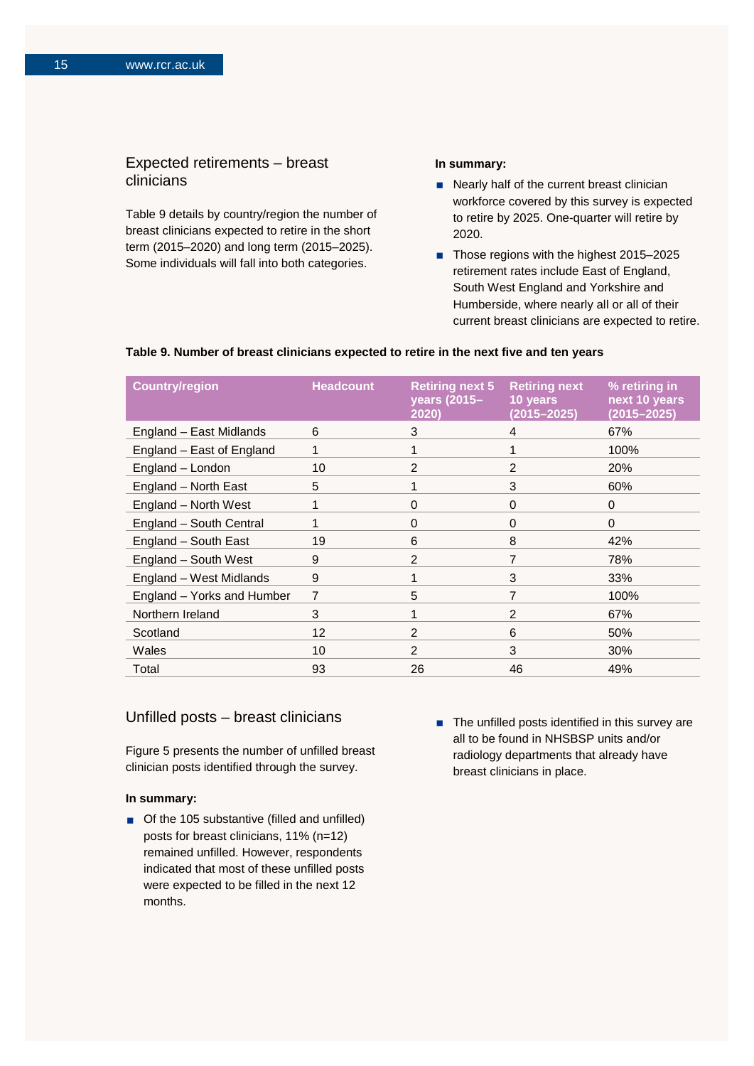## Expected retirements – breast clinicians

Table 9 details by country/region the number of breast clinicians expected to retire in the short term (2015–2020) and long term (2015–2025). Some individuals will fall into both categories.

**In summary:**

- Nearly half of the current breast clinician workforce covered by this survey is expected to retire by 2025. One-quarter will retire by 2020.
- Those regions with the highest 2015–2025 retirement rates include East of England, South West England and Yorkshire and Humberside, where nearly all or all of their current breast clinicians are expected to retire.

**Table 9. Number of breast clinicians expected to retire in the next five and ten years**

| Country/region | Headcount | Retiring next 5 years (2015–2020) | Retiring next 10 years (2015–2025) | % retiring in next 10 years (2015–2025) |
|---|---|---|---|---|
| England – East Midlands | 6 | 3 | 4 | 67% |
| England – East of England | 1 | 1 | 1 | 100% |
| England – London | 10 | 2 | 2 | 20% |
| England – North East | 5 | 1 | 3 | 60% |
| England – North West | 1 | 0 | 0 | 0 |
| England – South Central | 1 | 0 | 0 | 0 |
| England – South East | 19 | 6 | 8 | 42% |
| England – South West | 9 | 2 | 7 | 78% |
| England – West Midlands | 9 | 1 | 3 | 33% |
| England – Yorks and Humber | 7 | 5 | 7 | 100% |
| Northern Ireland | 3 | 1 | 2 | 67% |
| Scotland | 12 | 2 | 6 | 50% |
| Wales | 10 | 2 | 3 | 30% |
| Total | 93 | 26 | 46 | 49% |

## Unfilled posts – breast clinicians

Figure 5 presents the number of unfilled breast clinician posts identified through the survey.

**In summary:**

- Of the 105 substantive (filled and unfilled) posts for breast clinicians, 11% (n=12) remained unfilled. However, respondents indicated that most of these unfilled posts were expected to be filled in the next 12 months.
- The unfilled posts identified in this survey are all to be found in NHSBSP units and/or radiology departments that already have breast clinicians in place.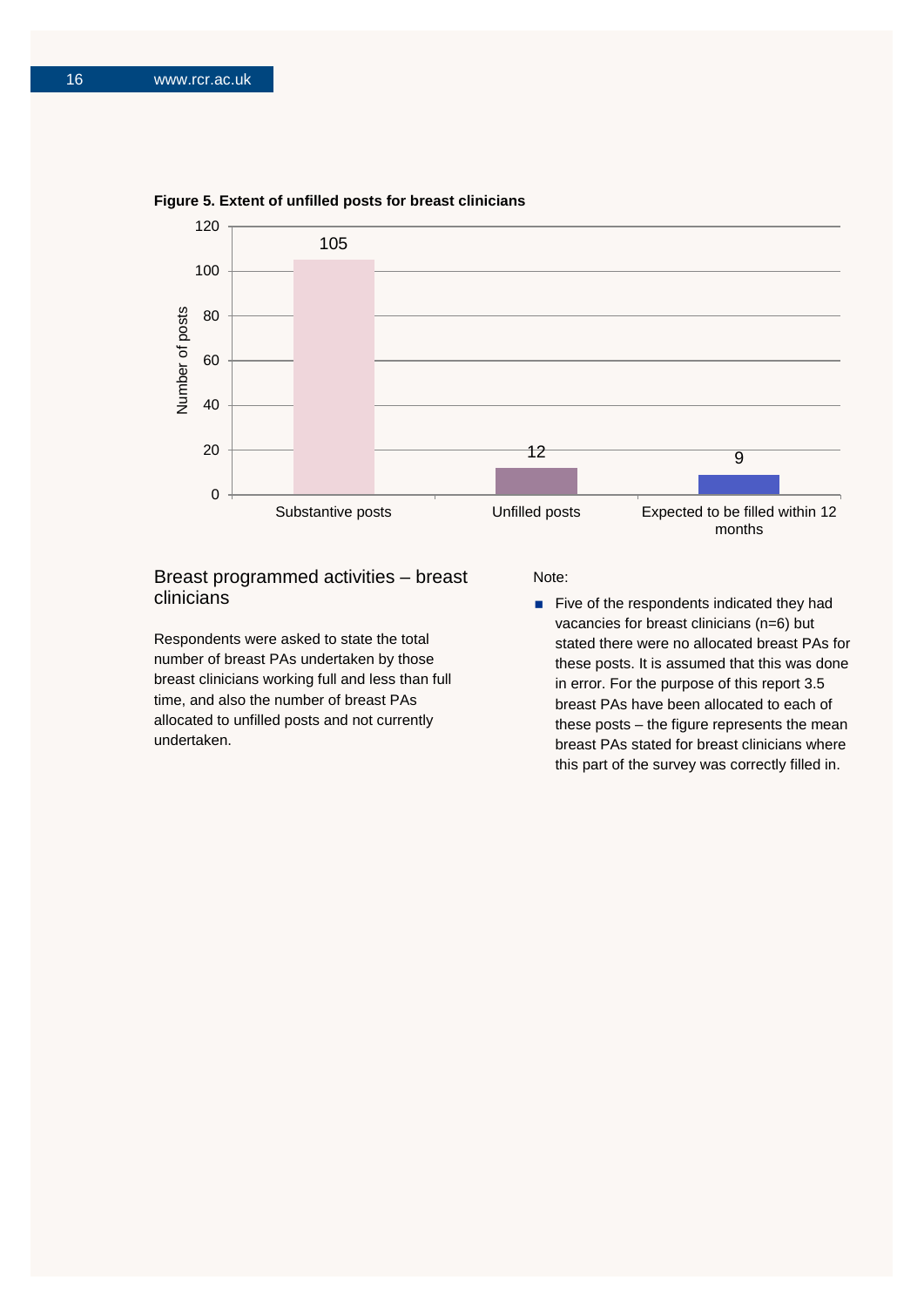**Figure 5. Extent of unfilled posts for breast clinicians**

| Category | Number of posts |
|---|---|
| Substantive posts | 105 |
| Unfilled posts | 12 |
| Expected to be filled within 12 months | 9 |

## Breast programmed activities – breast clinicians

Respondents were asked to state the total number of breast PAs undertaken by those breast clinicians working full and less than full time, and also the number of breast PAs allocated to unfilled posts and not currently undertaken.

Note:

- Five of the respondents indicated they had vacancies for breast clinicians (n=6) but stated there were no allocated breast PAs for these posts. It is assumed that this was done in error. For the purpose of this report 3.5 breast PAs have been allocated to each of these posts – the figure represents the mean breast PAs stated for breast clinicians where this part of the survey was correctly filled in.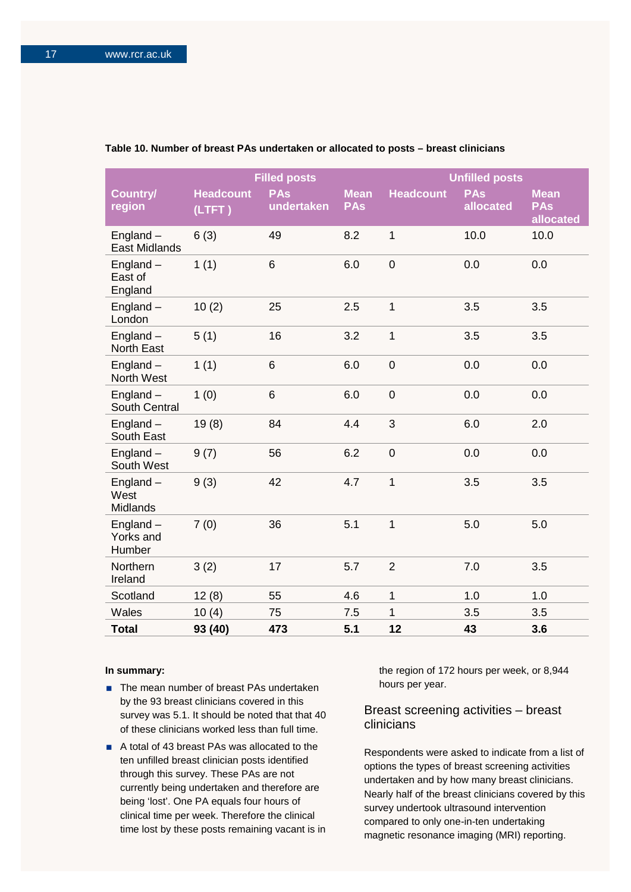**Table 10. Number of breast PAs undertaken or allocated to posts – breast clinicians**

| | Filled posts | | | Unfilled posts | | |
|---|---|---|---|---|---|---|
| Country/ region | Headcount (LTFT ) | PAs undertaken | Mean PAs | Headcount | PAs allocated | Mean PAs allocated |
| England – East Midlands | 6 (3) | 49 | 8.2 | 1 | 10.0 | 10.0 |
| England – East of England | 1 (1) | 6 | 6.0 | 0 | 0.0 | 0.0 |
| England – London | 10 (2) | 25 | 2.5 | 1 | 3.5 | 3.5 |
| England – North East | 5 (1) | 16 | 3.2 | 1 | 3.5 | 3.5 |
| England – North West | 1 (1) | 6 | 6.0 | 0 | 0.0 | 0.0 |
| England – South Central | 1 (0) | 6 | 6.0 | 0 | 0.0 | 0.0 |
| England – South East | 19 (8) | 84 | 4.4 | 3 | 6.0 | 2.0 |
| England – South West | 9 (7) | 56 | 6.2 | 0 | 0.0 | 0.0 |
| England – West Midlands | 9 (3) | 42 | 4.7 | 1 | 3.5 | 3.5 |
| England – Yorks and Humber | 7 (0) | 36 | 5.1 | 1 | 5.0 | 5.0 |
| Northern Ireland | 3 (2) | 17 | 5.7 | 2 | 7.0 | 3.5 |
| Scotland | 12 (8) | 55 | 4.6 | 1 | 1.0 | 1.0 |
| Wales | 10 (4) | 75 | 7.5 | 1 | 3.5 | 3.5 |
| **Total** | **93 (40)** | **473** | **5.1** | **12** | **43** | **3.6** |

**In summary:**

- The mean number of breast PAs undertaken by the 93 breast clinicians covered in this survey was 5.1. It should be noted that that 40 of these clinicians worked less than full time.
- A total of 43 breast PAs was allocated to the ten unfilled breast clinician posts identified through this survey. These PAs are not currently being undertaken and therefore are being 'lost'. One PA equals four hours of clinical time per week. Therefore the clinical time lost by these posts remaining vacant is in the region of 172 hours per week, or 8,944 hours per year.

## Breast screening activities – breast clinicians

Respondents were asked to indicate from a list of options the types of breast screening activities undertaken and by how many breast clinicians. Nearly half of the breast clinicians covered by this survey undertook ultrasound intervention compared to only one-in-ten undertaking magnetic resonance imaging (MRI) reporting.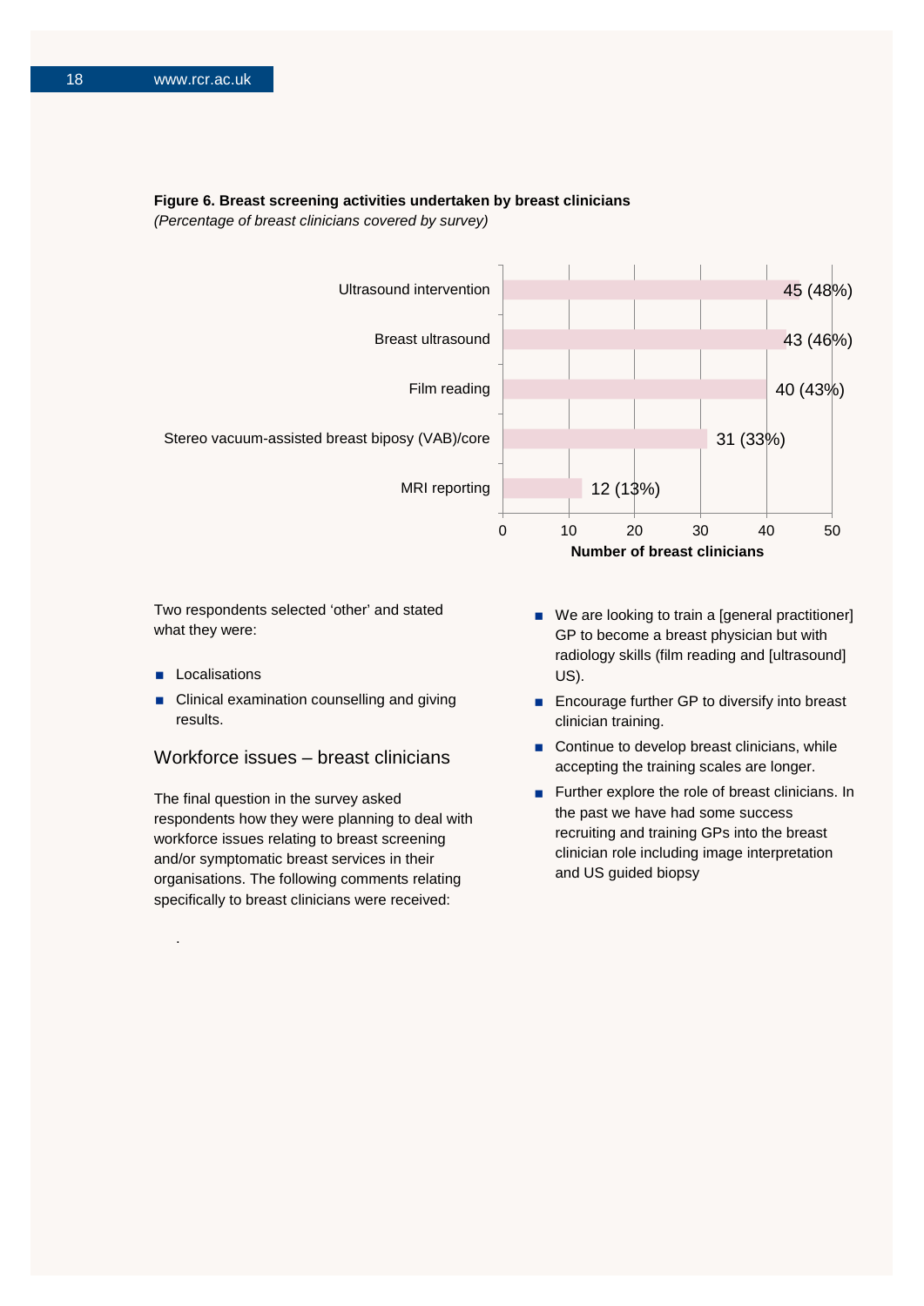**Figure 6. Breast screening activities undertaken by breast clinicians**
*(Percentage of breast clinicians covered by survey)*

| Activity | Number of breast clinicians |
|---|---|
| Ultrasound intervention | 45 (48%) |
| Breast ultrasound | 43 (46%) |
| Film reading | 40 (43%) |
| Stereo vacuum-assisted breast biposy (VAB)/core | 31 (33%) |
| MRI reporting | 12 (13%) |

Two respondents selected 'other' and stated what they were:

- Localisations
- Clinical examination counselling and giving results.

## Workforce issues – breast clinicians

The final question in the survey asked respondents how they were planning to deal with workforce issues relating to breast screening and/or symptomatic breast services in their organisations. The following comments relating specifically to breast clinicians were received:

- We are looking to train a [general practitioner] GP to become a breast physician but with radiology skills (film reading and [ultrasound] US).
- Encourage further GP to diversify into breast clinician training.
- Continue to develop breast clinicians, while accepting the training scales are longer.
- Further explore the role of breast clinicians. In the past we have had some success recruiting and training GPs into the breast clinician role including image interpretation and US guided biopsy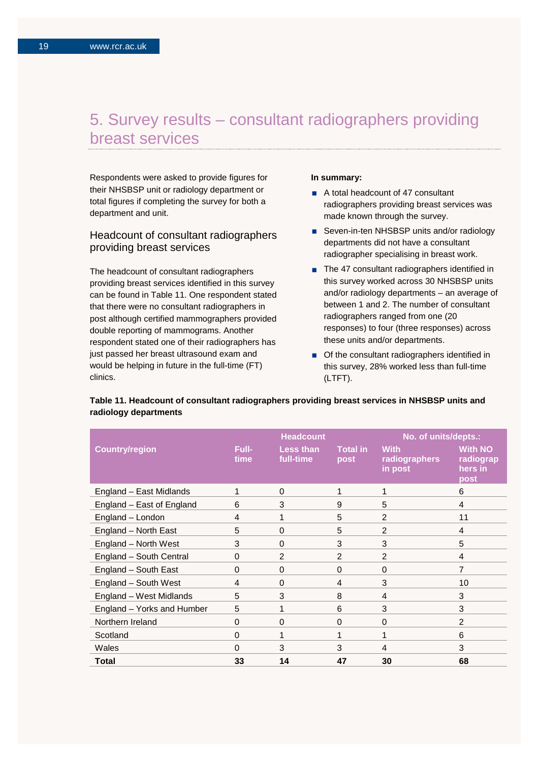# 5. Survey results – consultant radiographers providing breast services

Respondents were asked to provide figures for their NHSBSP unit or radiology department or total figures if completing the survey for both a department and unit.

## Headcount of consultant radiographers providing breast services

The headcount of consultant radiographers providing breast services identified in this survey can be found in Table 11. One respondent stated that there were no consultant radiographers in post although certified mammographers provided double reporting of mammograms. Another respondent stated one of their radiographers has just passed her breast ultrasound exam and would be helping in future in the full-time (FT) clinics.

**In summary:**

- A total headcount of 47 consultant radiographers providing breast services was made known through the survey.
- Seven-in-ten NHSBSP units and/or radiology departments did not have a consultant radiographer specialising in breast work.
- The 47 consultant radiographers identified in this survey worked across 30 NHSBSP units and/or radiology departments – an average of between 1 and 2. The number of consultant radiographers ranged from one (20 responses) to four (three responses) across these units and/or departments.
- Of the consultant radiographers identified in this survey, 28% worked less than full-time (LTFT).

**Table 11. Headcount of consultant radiographers providing breast services in NHSBSP units and radiology departments**

| Country/region | Headcount | | | No. of units/depts.: | |
|---|---|---|---|---|---|
| | Full-time | Less than full-time | Total in post | With radiographers in post | With NO radiographers in post |
| England – East Midlands | 1 | 0 | 1 | 1 | 6 |
| England – East of England | 6 | 3 | 9 | 5 | 4 |
| England – London | 4 | 1 | 5 | 2 | 11 |
| England – North East | 5 | 0 | 5 | 2 | 4 |
| England – North West | 3 | 0 | 3 | 3 | 5 |
| England – South Central | 0 | 2 | 2 | 2 | 4 |
| England – South East | 0 | 0 | 0 | 0 | 7 |
| England – South West | 4 | 0 | 4 | 3 | 10 |
| England – West Midlands | 5 | 3 | 8 | 4 | 3 |
| England – Yorks and Humber | 5 | 1 | 6 | 3 | 3 |
| Northern Ireland | 0 | 0 | 0 | 0 | 2 |
| Scotland | 0 | 1 | 1 | 1 | 6 |
| Wales | 0 | 3 | 3 | 4 | 3 |
| **Total** | **33** | **14** | **47** | **30** | **68** |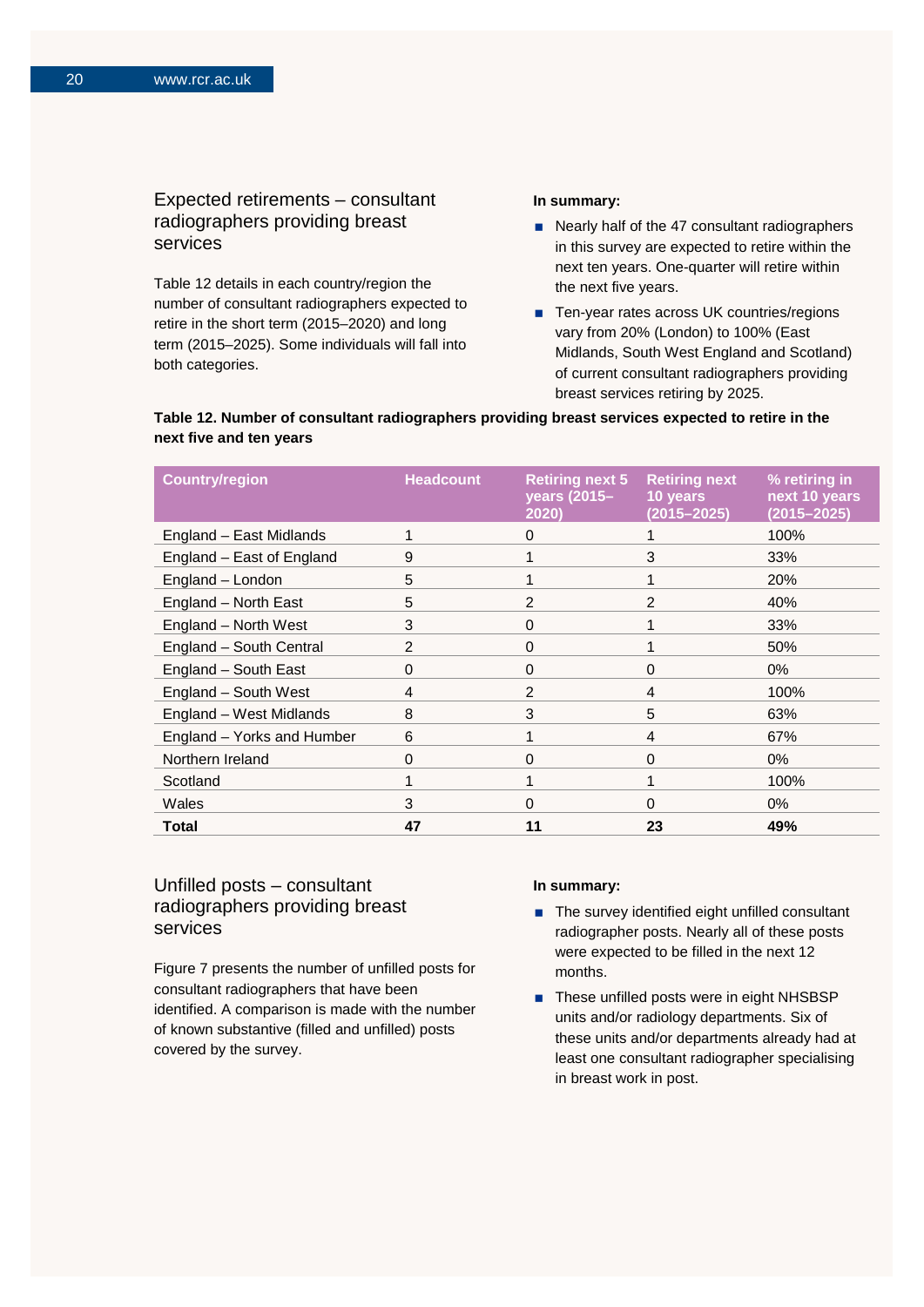## Expected retirements – consultant radiographers providing breast services

Table 12 details in each country/region the number of consultant radiographers expected to retire in the short term (2015–2020) and long term (2015–2025). Some individuals will fall into both categories.

**In summary:**

- Nearly half of the 47 consultant radiographers in this survey are expected to retire within the next ten years. One-quarter will retire within the next five years.
- Ten-year rates across UK countries/regions vary from 20% (London) to 100% (East Midlands, South West England and Scotland) of current consultant radiographers providing breast services retiring by 2025.

**Table 12. Number of consultant radiographers providing breast services expected to retire in the next five and ten years**

| Country/region | Headcount | Retiring next 5 years (2015–2020) | Retiring next 10 years (2015–2025) | % retiring in next 10 years (2015–2025) |
|---|---|---|---|---|
| England – East Midlands | 1 | 0 | 1 | 100% |
| England – East of England | 9 | 1 | 3 | 33% |
| England – London | 5 | 1 | 1 | 20% |
| England – North East | 5 | 2 | 2 | 40% |
| England – North West | 3 | 0 | 1 | 33% |
| England – South Central | 2 | 0 | 1 | 50% |
| England – South East | 0 | 0 | 0 | 0% |
| England – South West | 4 | 2 | 4 | 100% |
| England – West Midlands | 8 | 3 | 5 | 63% |
| England – Yorks and Humber | 6 | 1 | 4 | 67% |
| Northern Ireland | 0 | 0 | 0 | 0% |
| Scotland | 1 | 1 | 1 | 100% |
| Wales | 3 | 0 | 0 | 0% |
| **Total** | **47** | **11** | **23** | **49%** |

## Unfilled posts – consultant radiographers providing breast services

Figure 7 presents the number of unfilled posts for consultant radiographers that have been identified. A comparison is made with the number of known substantive (filled and unfilled) posts covered by the survey.

**In summary:**

- The survey identified eight unfilled consultant radiographer posts. Nearly all of these posts were expected to be filled in the next 12 months.
- These unfilled posts were in eight NHSBSP units and/or radiology departments. Six of these units and/or departments already had at least one consultant radiographer specialising in breast work in post.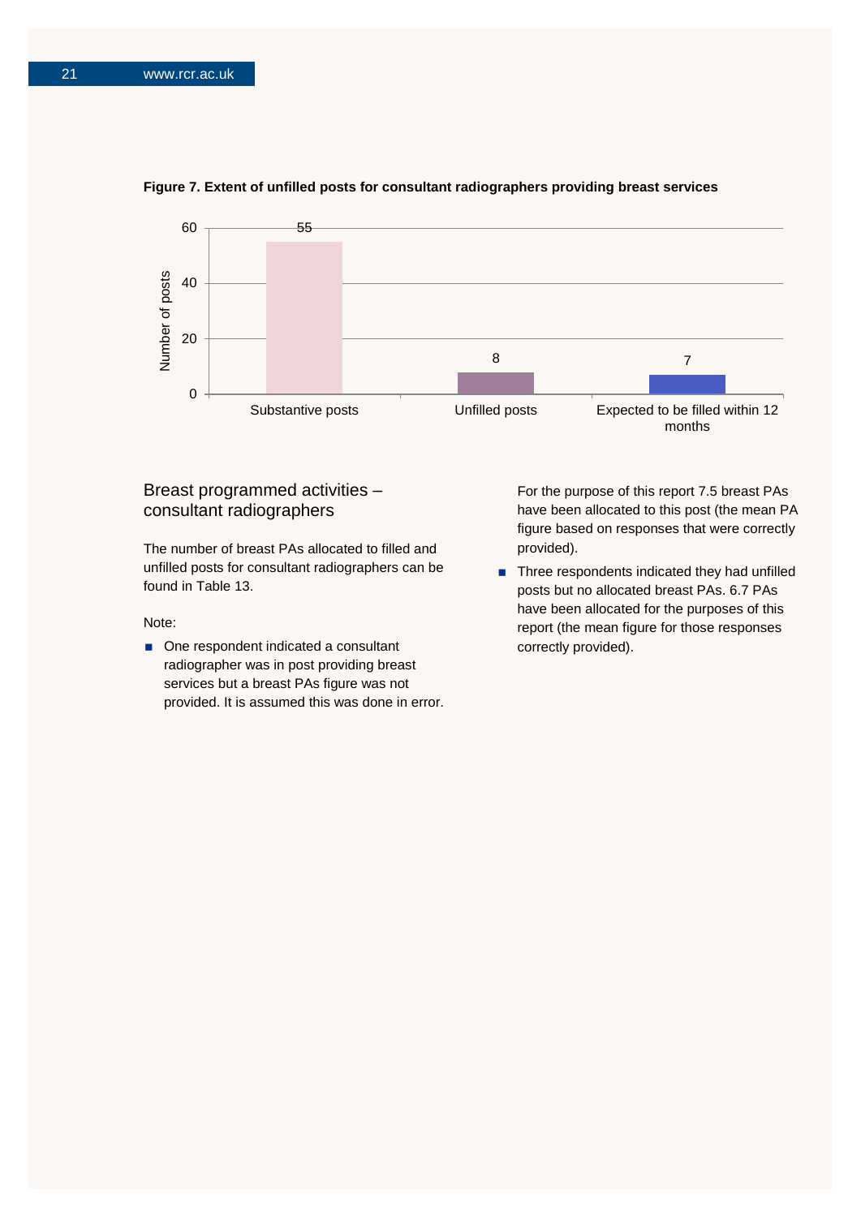**Figure 7. Extent of unfilled posts for consultant radiographers providing breast services**

| | Number of posts |
|---|---|
| Substantive posts | 55 |
| Unfilled posts | 8 |
| Expected to be filled within 12 months | 7 |

## Breast programmed activities – consultant radiographers

The number of breast PAs allocated to filled and unfilled posts for consultant radiographers can be found in Table 13.

Note:

- One respondent indicated a consultant radiographer was in post providing breast services but a breast PAs figure was not provided. It is assumed this was done in error. For the purpose of this report 7.5 breast PAs have been allocated to this post (the mean PA figure based on responses that were correctly provided).
- Three respondents indicated they had unfilled posts but no allocated breast PAs. 6.7 PAs have been allocated for the purposes of this report (the mean figure for those responses correctly provided).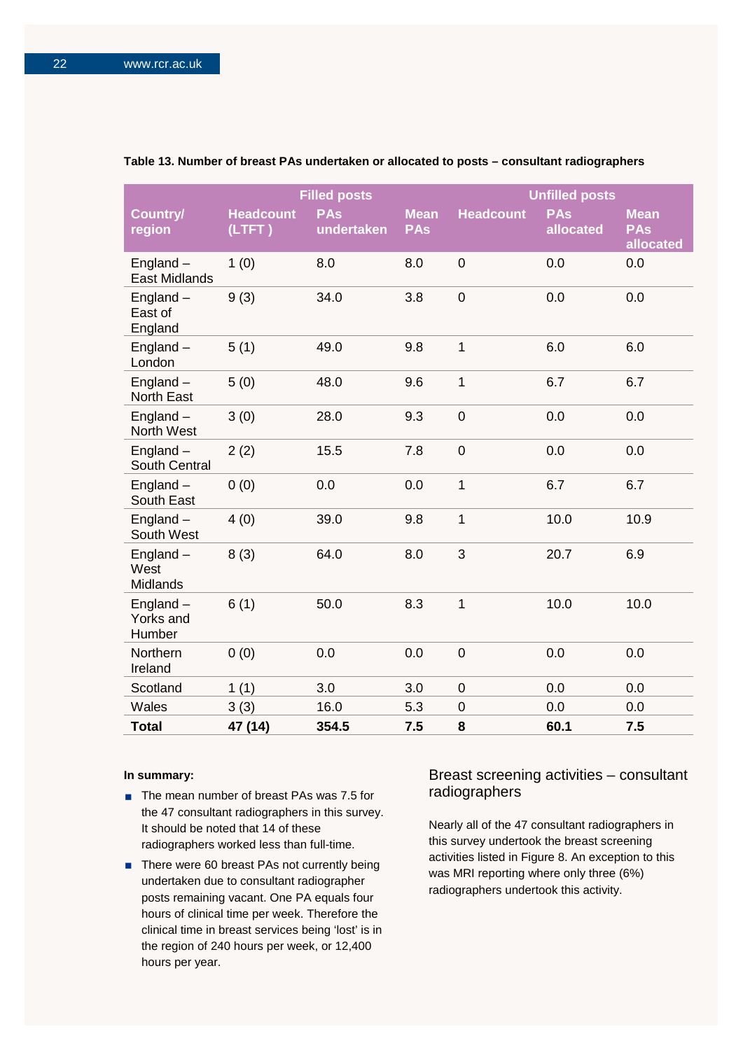**Table 13. Number of breast PAs undertaken or allocated to posts – consultant radiographers**

| | Filled posts | | | Unfilled posts | | |
|---|---|---|---|---|---|---|
| Country/ region | Headcount (LTFT ) | PAs undertaken | Mean PAs | Headcount | PAs allocated | Mean PAs allocated |
| England – East Midlands | 1 (0) | 8.0 | 8.0 | 0 | 0.0 | 0.0 |
| England – East of England | 9 (3) | 34.0 | 3.8 | 0 | 0.0 | 0.0 |
| England – London | 5 (1) | 49.0 | 9.8 | 1 | 6.0 | 6.0 |
| England – North East | 5 (0) | 48.0 | 9.6 | 1 | 6.7 | 6.7 |
| England – North West | 3 (0) | 28.0 | 9.3 | 0 | 0.0 | 0.0 |
| England – South Central | 2 (2) | 15.5 | 7.8 | 0 | 0.0 | 0.0 |
| England – South East | 0 (0) | 0.0 | 0.0 | 1 | 6.7 | 6.7 |
| England – South West | 4 (0) | 39.0 | 9.8 | 1 | 10.0 | 10.9 |
| England – West Midlands | 8 (3) | 64.0 | 8.0 | 3 | 20.7 | 6.9 |
| England – Yorks and Humber | 6 (1) | 50.0 | 8.3 | 1 | 10.0 | 10.0 |
| Northern Ireland | 0 (0) | 0.0 | 0.0 | 0 | 0.0 | 0.0 |
| Scotland | 1 (1) | 3.0 | 3.0 | 0 | 0.0 | 0.0 |
| Wales | 3 (3) | 16.0 | 5.3 | 0 | 0.0 | 0.0 |
| **Total** | **47 (14)** | **354.5** | **7.5** | **8** | **60.1** | **7.5** |

**In summary:**

- The mean number of breast PAs was 7.5 for the 47 consultant radiographers in this survey. It should be noted that 14 of these radiographers worked less than full-time.
- There were 60 breast PAs not currently being undertaken due to consultant radiographer posts remaining vacant. One PA equals four hours of clinical time per week. Therefore the clinical time in breast services being 'lost' is in the region of 240 hours per week, or 12,400 hours per year.

## Breast screening activities – consultant radiographers

Nearly all of the 47 consultant radiographers in this survey undertook the breast screening activities listed in Figure 8. An exception to this was MRI reporting where only three (6%) radiographers undertook this activity.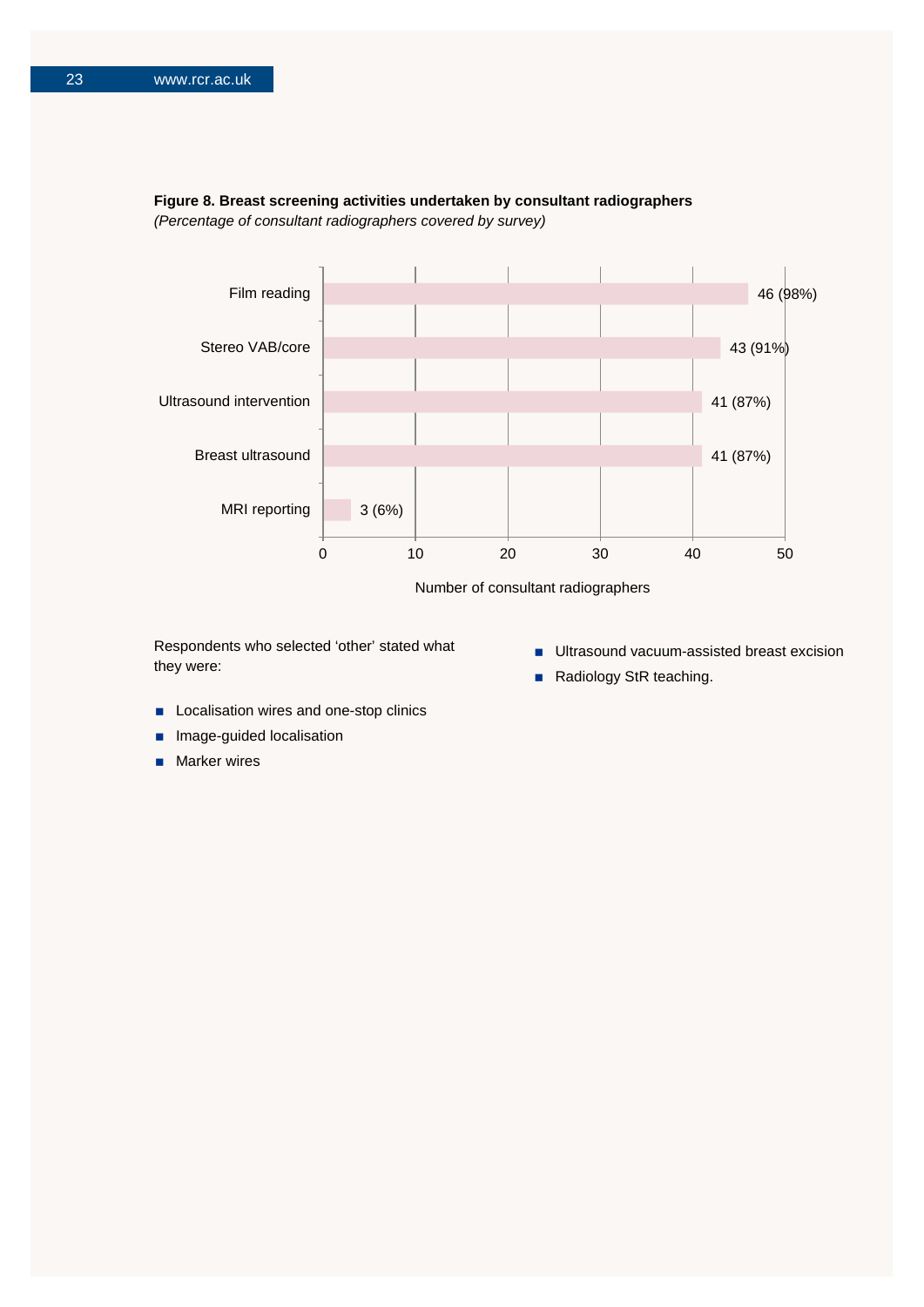**Figure 8. Breast screening activities undertaken by consultant radiographers**
*(Percentage of consultant radiographers covered by survey)*

| Activity | Number of consultant radiographers |
|---|---|
| Film reading | 46 (98%) |
| Stereo VAB/core | 43 (91%) |
| Ultrasound intervention | 41 (87%) |
| Breast ultrasound | 41 (87%) |
| MRI reporting | 3 (6%) |

Respondents who selected 'other' stated what they were:

- Localisation wires and one-stop clinics
- Image-guided localisation
- Marker wires
- Ultrasound vacuum-assisted breast excision
- Radiology StR teaching.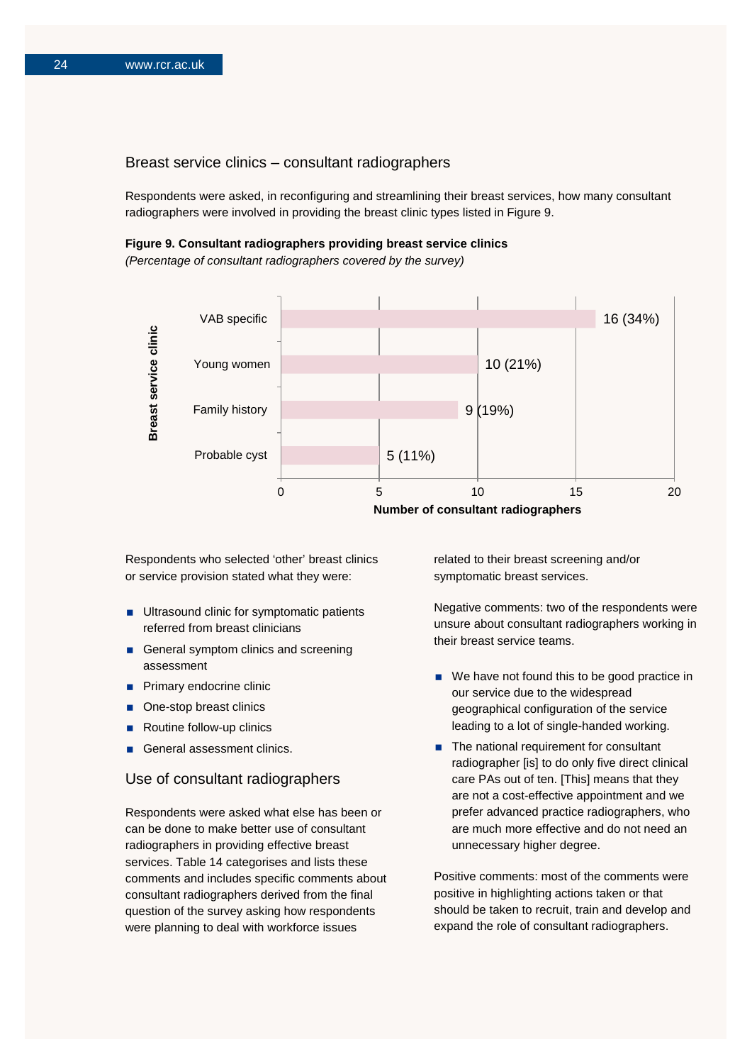## Breast service clinics – consultant radiographers

Respondents were asked, in reconfiguring and streamlining their breast services, how many consultant radiographers were involved in providing the breast clinic types listed in Figure 9.

**Figure 9. Consultant radiographers providing breast service clinics**
*(Percentage of consultant radiographers covered by the survey)*

| Breast service clinic | Number of consultant radiographers |
|---|---|
| VAB specific | 16 (34%) |
| Young women | 10 (21%) |
| Family history | 9 (19%) |
| Probable cyst | 5 (11%) |

Respondents who selected 'other' breast clinics or service provision stated what they were:

- Ultrasound clinic for symptomatic patients referred from breast clinicians
- General symptom clinics and screening assessment
- Primary endocrine clinic
- One-stop breast clinics
- Routine follow-up clinics
- General assessment clinics.

## Use of consultant radiographers

Respondents were asked what else has been or can be done to make better use of consultant radiographers in providing effective breast services. Table 14 categorises and lists these comments and includes specific comments about consultant radiographers derived from the final question of the survey asking how respondents were planning to deal with workforce issues related to their breast screening and/or symptomatic breast services.

Negative comments: two of the respondents were unsure about consultant radiographers working in their breast service teams.

- We have not found this to be good practice in our service due to the widespread geographical configuration of the service leading to a lot of single-handed working.
- The national requirement for consultant radiographer [is] to do only five direct clinical care PAs out of ten. [This] means that they are not a cost-effective appointment and we prefer advanced practice radiographers, who are much more effective and do not need an unnecessary higher degree.

Positive comments: most of the comments were positive in highlighting actions taken or that should be taken to recruit, train and develop and expand the role of consultant radiographers.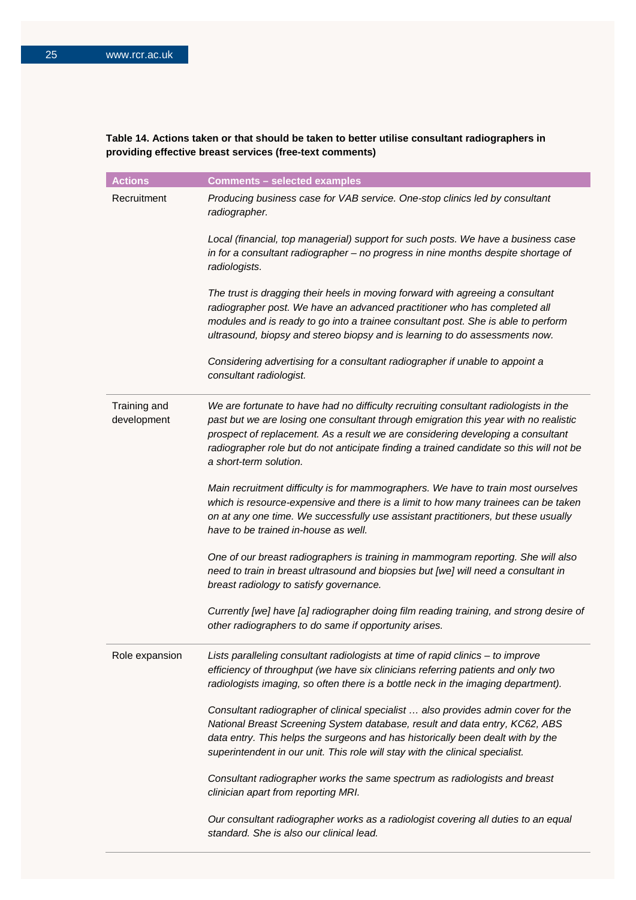**Table 14. Actions taken or that should be taken to better utilise consultant radiographers in providing effective breast services (free-text comments)**

| Actions | Comments – selected examples |
|---|---|
| Recruitment | *Producing business case for VAB service. One-stop clinics led by consultant radiographer.* <br><br> *Local (financial, top managerial) support for such posts. We have a business case in for a consultant radiographer – no progress in nine months despite shortage of radiologists.* <br><br> *The trust is dragging their heels in moving forward with agreeing a consultant radiographer post. We have an advanced practitioner who has completed all modules and is ready to go into a trainee consultant post. She is able to perform ultrasound, biopsy and stereo biopsy and is learning to do assessments now.* <br><br> *Considering advertising for a consultant radiographer if unable to appoint a consultant radiologist.* |
| Training and development | *We are fortunate to have had no difficulty recruiting consultant radiologists in the past but we are losing one consultant through emigration this year with no realistic prospect of replacement. As a result we are considering developing a consultant radiographer role but do not anticipate finding a trained candidate so this will not be a short-term solution.* <br><br> *Main recruitment difficulty is for mammographers. We have to train most ourselves which is resource-expensive and there is a limit to how many trainees can be taken on at any one time. We successfully use assistant practitioners, but these usually have to be trained in-house as well.* <br><br> *One of our breast radiographers is training in mammogram reporting. She will also need to train in breast ultrasound and biopsies but [we] will need a consultant in breast radiology to satisfy governance.* <br><br> *Currently [we] have [a] radiographer doing film reading training, and strong desire of other radiographers to do same if opportunity arises.* |
| Role expansion | *Lists paralleling consultant radiologists at time of rapid clinics – to improve efficiency of throughput (we have six clinicians referring patients and only two radiologists imaging, so often there is a bottle neck in the imaging department).* <br><br> *Consultant radiographer of clinical specialist … also provides admin cover for the National Breast Screening System database, result and data entry, KC62, ABS data entry. This helps the surgeons and has historically been dealt with by the superintendent in our unit. This role will stay with the clinical specialist.* <br><br> *Consultant radiographer works the same spectrum as radiologists and breast clinician apart from reporting MRI.* <br><br> *Our consultant radiographer works as a radiologist covering all duties to an equal standard. She is also our clinical lead.* |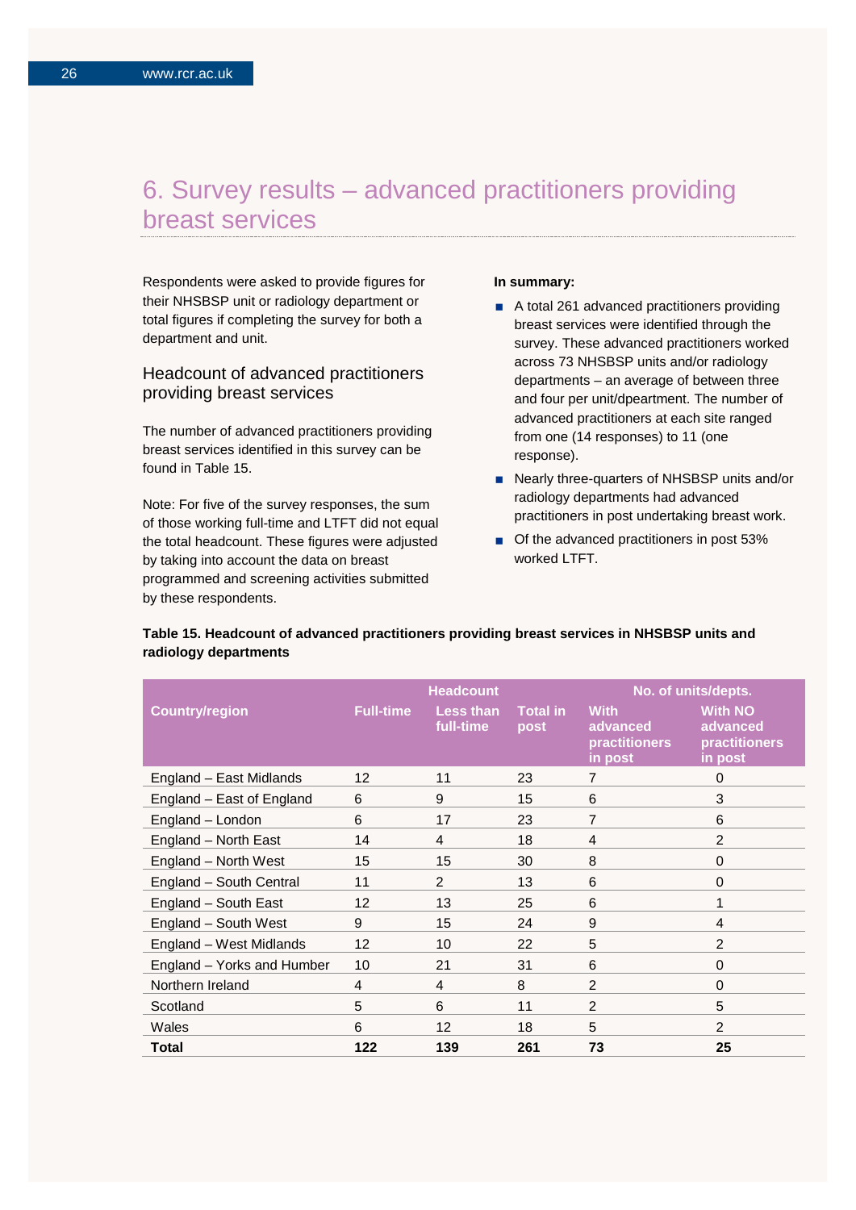# 6. Survey results – advanced practitioners providing breast services

Respondents were asked to provide figures for their NHSBSP unit or radiology department or total figures if completing the survey for both a department and unit.

## Headcount of advanced practitioners providing breast services

The number of advanced practitioners providing breast services identified in this survey can be found in Table 15.

Note: For five of the survey responses, the sum of those working full-time and LTFT did not equal the total headcount. These figures were adjusted by taking into account the data on breast programmed and screening activities submitted by these respondents.

**In summary:**

- A total 261 advanced practitioners providing breast services were identified through the survey. These advanced practitioners worked across 73 NHSBSP units and/or radiology departments – an average of between three and four per unit/dpeartment. The number of advanced practitioners at each site ranged from one (14 responses) to 11 (one response).
- Nearly three-quarters of NHSBSP units and/or radiology departments had advanced practitioners in post undertaking breast work.
- Of the advanced practitioners in post 53% worked LTFT.

**Table 15. Headcount of advanced practitioners providing breast services in NHSBSP units and radiology departments**

| | Headcount | | | No. of units/depts. | |
|---|---|---|---|---|---|
| Country/region | Full-time | Less than full-time | Total in post | With advanced practitioners in post | With NO advanced practitioners in post |
| England – East Midlands | 12 | 11 | 23 | 7 | 0 |
| England – East of England | 6 | 9 | 15 | 6 | 3 |
| England – London | 6 | 17 | 23 | 7 | 6 |
| England – North East | 14 | 4 | 18 | 4 | 2 |
| England – North West | 15 | 15 | 30 | 8 | 0 |
| England – South Central | 11 | 2 | 13 | 6 | 0 |
| England – South East | 12 | 13 | 25 | 6 | 1 |
| England – South West | 9 | 15 | 24 | 9 | 4 |
| England – West Midlands | 12 | 10 | 22 | 5 | 2 |
| England – Yorks and Humber | 10 | 21 | 31 | 6 | 0 |
| Northern Ireland | 4 | 4 | 8 | 2 | 0 |
| Scotland | 5 | 6 | 11 | 2 | 5 |
| Wales | 6 | 12 | 18 | 5 | 2 |
| **Total** | **122** | **139** | **261** | **73** | **25** |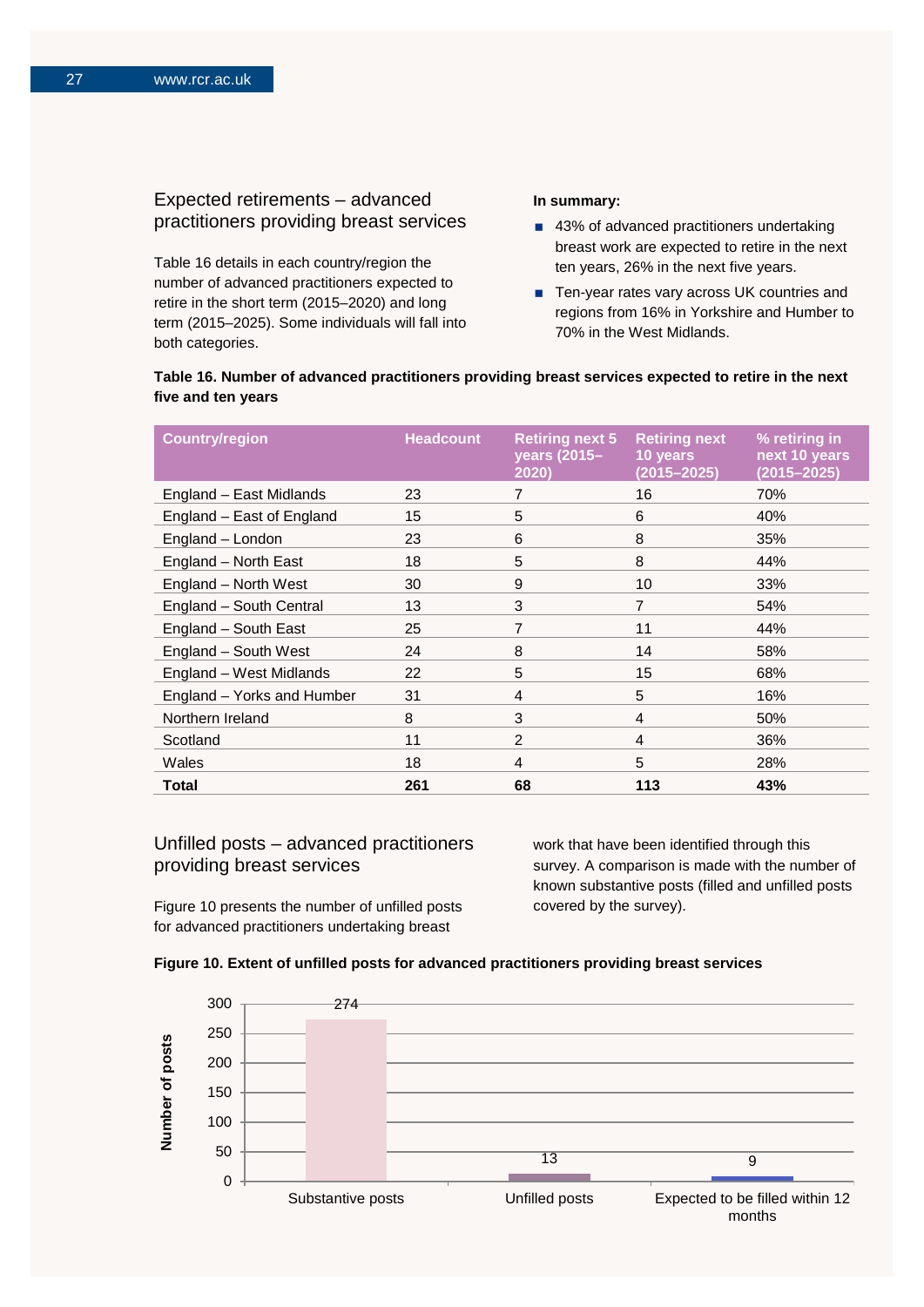## Expected retirements – advanced practitioners providing breast services

Table 16 details in each country/region the number of advanced practitioners expected to retire in the short term (2015–2020) and long term (2015–2025). Some individuals will fall into both categories.

**In summary:**

- 43% of advanced practitioners undertaking breast work are expected to retire in the next ten years, 26% in the next five years.
- Ten-year rates vary across UK countries and regions from 16% in Yorkshire and Humber to 70% in the West Midlands.

**Table 16. Number of advanced practitioners providing breast services expected to retire in the next five and ten years**

| Country/region | Headcount | Retiring next 5 years (2015–2020) | Retiring next 10 years (2015–2025) | % retiring in next 10 years (2015–2025) |
|---|---|---|---|---|
| England – East Midlands | 23 | 7 | 16 | 70% |
| England – East of England | 15 | 5 | 6 | 40% |
| England – London | 23 | 6 | 8 | 35% |
| England – North East | 18 | 5 | 8 | 44% |
| England – North West | 30 | 9 | 10 | 33% |
| England – South Central | 13 | 3 | 7 | 54% |
| England – South East | 25 | 7 | 11 | 44% |
| England – South West | 24 | 8 | 14 | 58% |
| England – West Midlands | 22 | 5 | 15 | 68% |
| England – Yorks and Humber | 31 | 4 | 5 | 16% |
| Northern Ireland | 8 | 3 | 4 | 50% |
| Scotland | 11 | 2 | 4 | 36% |
| Wales | 18 | 4 | 5 | 28% |
| **Total** | **261** | **68** | **113** | **43%** |

## Unfilled posts – advanced practitioners providing breast services

Figure 10 presents the number of unfilled posts for advanced practitioners undertaking breast work that have been identified through this survey. A comparison is made with the number of known substantive posts (filled and unfilled posts covered by the survey).

**Figure 10. Extent of unfilled posts for advanced practitioners providing breast services**

| Category | Number of posts |
|---|---|
| Substantive posts | 274 |
| Unfilled posts | 13 |
| Expected to be filled within 12 months | 9 |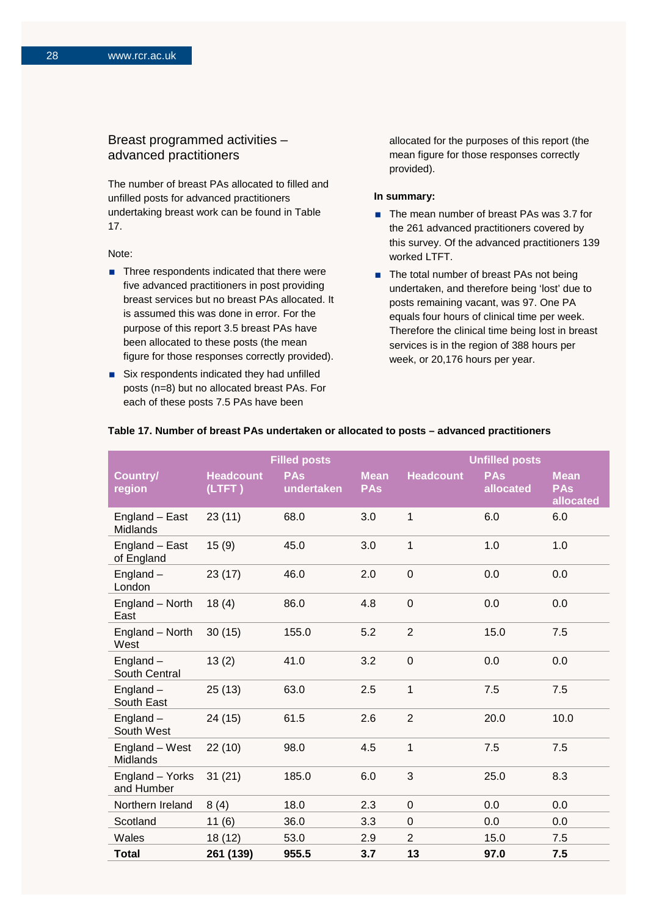## Breast programmed activities – advanced practitioners

The number of breast PAs allocated to filled and unfilled posts for advanced practitioners undertaking breast work can be found in Table 17.

Note:

- Three respondents indicated that there were five advanced practitioners in post providing breast services but no breast PAs allocated. It is assumed this was done in error. For the purpose of this report 3.5 breast PAs have been allocated to these posts (the mean figure for those responses correctly provided).
- Six respondents indicated they had unfilled posts (n=8) but no allocated breast PAs. For each of these posts 7.5 PAs have been allocated for the purposes of this report (the mean figure for those responses correctly provided).

**In summary:**

- The mean number of breast PAs was 3.7 for the 261 advanced practitioners covered by this survey. Of the advanced practitioners 139 worked LTFT.
- The total number of breast PAs not being undertaken, and therefore being 'lost' due to posts remaining vacant, was 97. One PA equals four hours of clinical time per week. Therefore the clinical time being lost in breast services is in the region of 388 hours per week, or 20,176 hours per year.

**Table 17. Number of breast PAs undertaken or allocated to posts – advanced practitioners**

| | Filled posts | | | Unfilled posts | | |
|---|---|---|---|---|---|---|
| Country/ region | Headcount (LTFT ) | PAs undertaken | Mean PAs | Headcount | PAs allocated | Mean PAs allocated |
| England – East Midlands | 23 (11) | 68.0 | 3.0 | 1 | 6.0 | 6.0 |
| England – East of England | 15 (9) | 45.0 | 3.0 | 1 | 1.0 | 1.0 |
| England – London | 23 (17) | 46.0 | 2.0 | 0 | 0.0 | 0.0 |
| England – North East | 18 (4) | 86.0 | 4.8 | 0 | 0.0 | 0.0 |
| England – North West | 30 (15) | 155.0 | 5.2 | 2 | 15.0 | 7.5 |
| England – South Central | 13 (2) | 41.0 | 3.2 | 0 | 0.0 | 0.0 |
| England – South East | 25 (13) | 63.0 | 2.5 | 1 | 7.5 | 7.5 |
| England – South West | 24 (15) | 61.5 | 2.6 | 2 | 20.0 | 10.0 |
| England – West Midlands | 22 (10) | 98.0 | 4.5 | 1 | 7.5 | 7.5 |
| England – Yorks and Humber | 31 (21) | 185.0 | 6.0 | 3 | 25.0 | 8.3 |
| Northern Ireland | 8 (4) | 18.0 | 2.3 | 0 | 0.0 | 0.0 |
| Scotland | 11 (6) | 36.0 | 3.3 | 0 | 0.0 | 0.0 |
| Wales | 18 (12) | 53.0 | 2.9 | 2 | 15.0 | 7.5 |
| **Total** | **261 (139)** | **955.5** | **3.7** | **13** | **97.0** | **7.5** |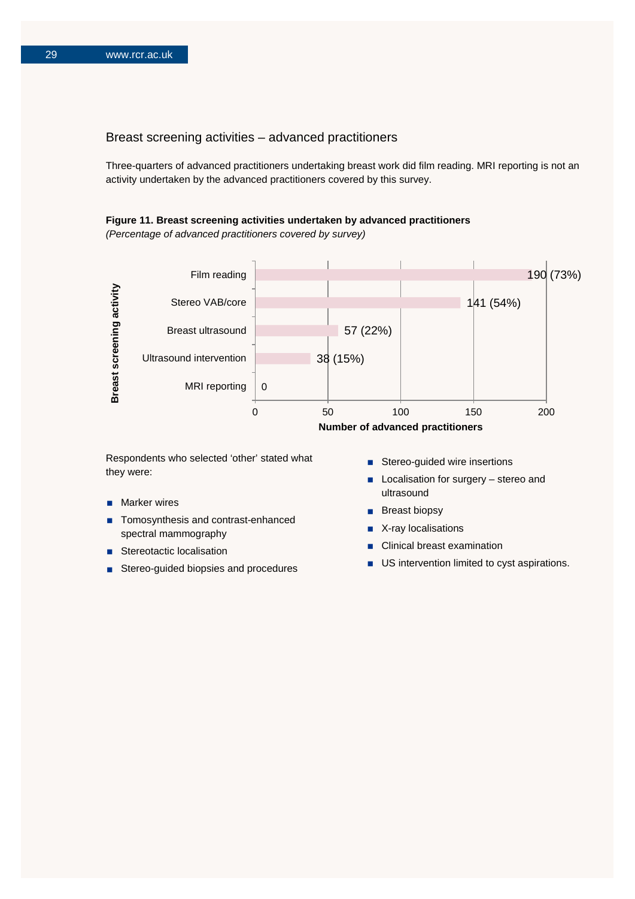## Breast screening activities – advanced practitioners

Three-quarters of advanced practitioners undertaking breast work did film reading. MRI reporting is not an activity undertaken by the advanced practitioners covered by this survey.

**Figure 11. Breast screening activities undertaken by advanced practitioners**
*(Percentage of advanced practitioners covered by survey)*

| Breast screening activity | Number of advanced practitioners |
|---|---|
| Film reading | 190 (73%) |
| Stereo VAB/core | 141 (54%) |
| Breast ultrasound | 57 (22%) |
| Ultrasound intervention | 38 (15%) |
| MRI reporting | 0 |

Respondents who selected 'other' stated what they were:

- Marker wires
- Tomosynthesis and contrast-enhanced spectral mammography
- Stereotactic localisation
- Stereo-guided biopsies and procedures
- Stereo-guided wire insertions
- Localisation for surgery – stereo and ultrasound
- Breast biopsy
- X-ray localisations
- Clinical breast examination
- US intervention limited to cyst aspirations.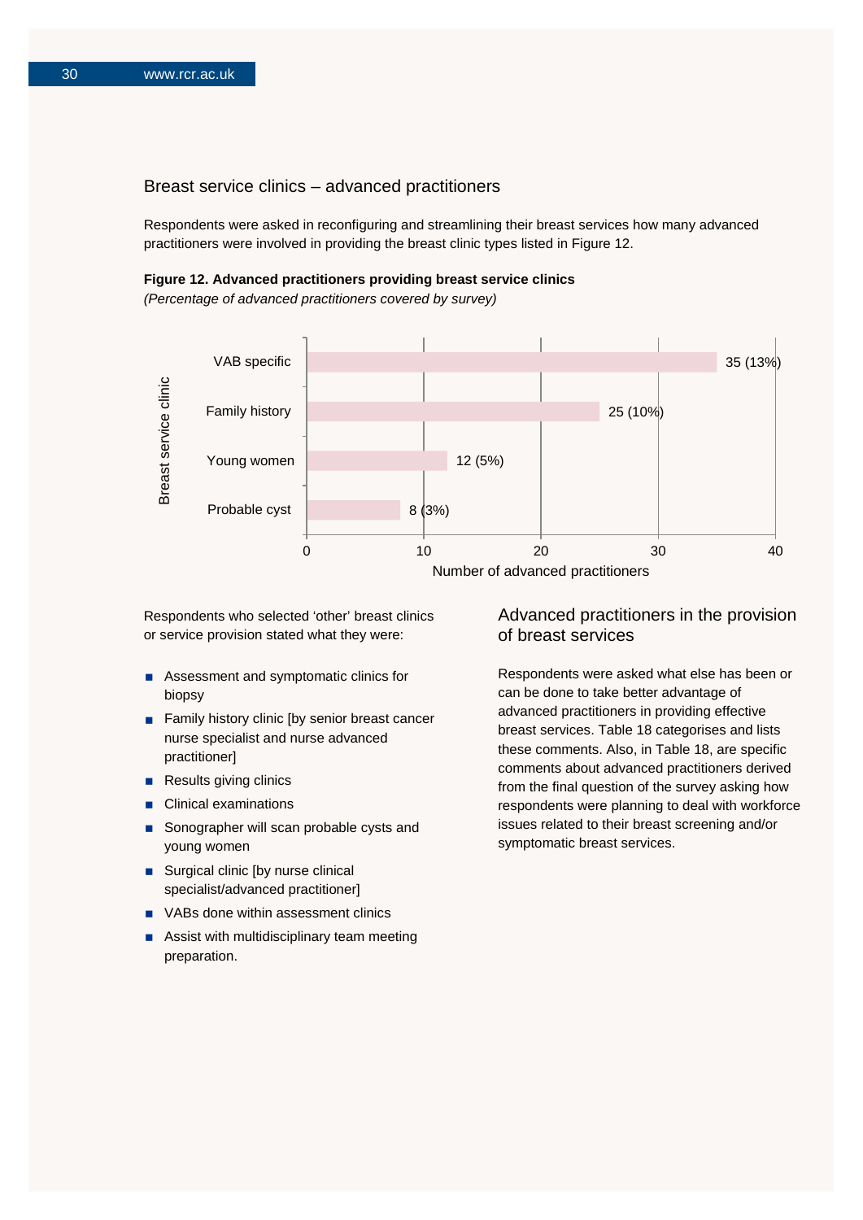## Breast service clinics – advanced practitioners

Respondents were asked in reconfiguring and streamlining their breast services how many advanced practitioners were involved in providing the breast clinic types listed in Figure 12.

**Figure 12. Advanced practitioners providing breast service clinics**
*(Percentage of advanced practitioners covered by survey)*

| Breast service clinic | Number of advanced practitioners |
|---|---|
| VAB specific | 35 (13%) |
| Family history | 25 (10%) |
| Young women | 12 (5%) |
| Probable cyst | 8 (3%) |

Respondents who selected 'other' breast clinics or service provision stated what they were:

- Assessment and symptomatic clinics for biopsy
- Family history clinic [by senior breast cancer nurse specialist and nurse advanced practitioner]
- Results giving clinics
- Clinical examinations
- Sonographer will scan probable cysts and young women
- Surgical clinic [by nurse clinical specialist/advanced practitioner]
- VABs done within assessment clinics
- Assist with multidisciplinary team meeting preparation.

## Advanced practitioners in the provision of breast services

Respondents were asked what else has been or can be done to take better advantage of advanced practitioners in providing effective breast services. Table 18 categorises and lists these comments. Also, in Table 18, are specific comments about advanced practitioners derived from the final question of the survey asking how respondents were planning to deal with workforce issues related to their breast screening and/or symptomatic breast services.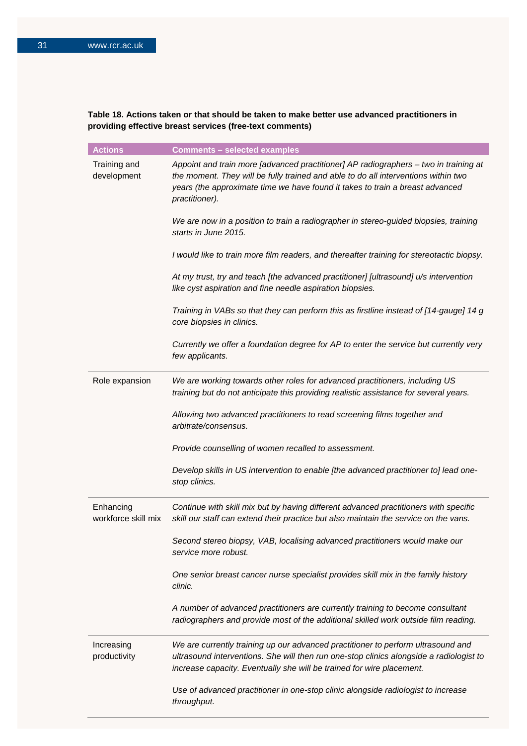**Table 18. Actions taken or that should be taken to make better use advanced practitioners in providing effective breast services (free-text comments)**

| Actions | Comments – selected examples |
|---|---|
| Training and development | *Appoint and train more [advanced practitioner] AP radiographers – two in training at the moment. They will be fully trained and able to do all interventions within two years (the approximate time we have found it takes to train a breast advanced practitioner).* |
| | *We are now in a position to train a radiographer in stereo-guided biopsies, training starts in June 2015.* |
| | *I would like to train more film readers, and thereafter training for stereotactic biopsy.* |
| | *At my trust, try and teach [the advanced practitioner] [ultrasound] u/s intervention like cyst aspiration and fine needle aspiration biopsies.* |
| | *Training in VABs so that they can perform this as firstline instead of [14-gauge] 14 g core biopsies in clinics.* |
| | *Currently we offer a foundation degree for AP to enter the service but currently very few applicants.* |
| Role expansion | *We are working towards other roles for advanced practitioners, including US training but do not anticipate this providing realistic assistance for several years.* |
| | *Allowing two advanced practitioners to read screening films together and arbitrate/consensus.* |
| | *Provide counselling of women recalled to assessment.* |
| | *Develop skills in US intervention to enable [the advanced practitioner to] lead one-stop clinics.* |
| Enhancing workforce skill mix | *Continue with skill mix but by having different advanced practitioners with specific skill our staff can extend their practice but also maintain the service on the vans.* |
| | *Second stereo biopsy, VAB, localising advanced practitioners would make our service more robust.* |
| | *One senior breast cancer nurse specialist provides skill mix in the family history clinic.* |
| | *A number of advanced practitioners are currently training to become consultant radiographers and provide most of the additional skilled work outside film reading.* |
| Increasing productivity | *We are currently training up our advanced practitioner to perform ultrasound and ultrasound interventions. She will then run one-stop clinics alongside a radiologist to increase capacity. Eventually she will be trained for wire placement.* |
| | *Use of advanced practitioner in one-stop clinic alongside radiologist to increase throughput.* |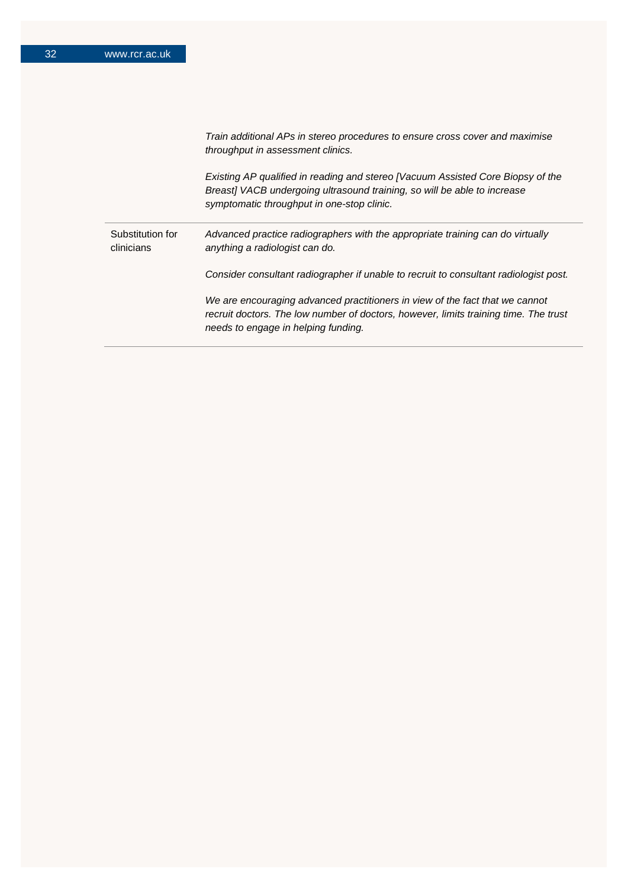| | |
|---|---|
| | *Train additional APs in stereo procedures to ensure cross cover and maximise throughput in assessment clinics.*<br><br>*Existing AP qualified in reading and stereo [Vacuum Assisted Core Biopsy of the Breast] VACB undergoing ultrasound training, so will be able to increase symptomatic throughput in one-stop clinic.* |
| Substitution for clinicians | *Advanced practice radiographers with the appropriate training can do virtually anything a radiologist can do.*<br><br>*Consider consultant radiographer if unable to recruit to consultant radiologist post.*<br><br>*We are encouraging advanced practitioners in view of the fact that we cannot recruit doctors. The low number of doctors, however, limits training time. The trust needs to engage in helping funding.* |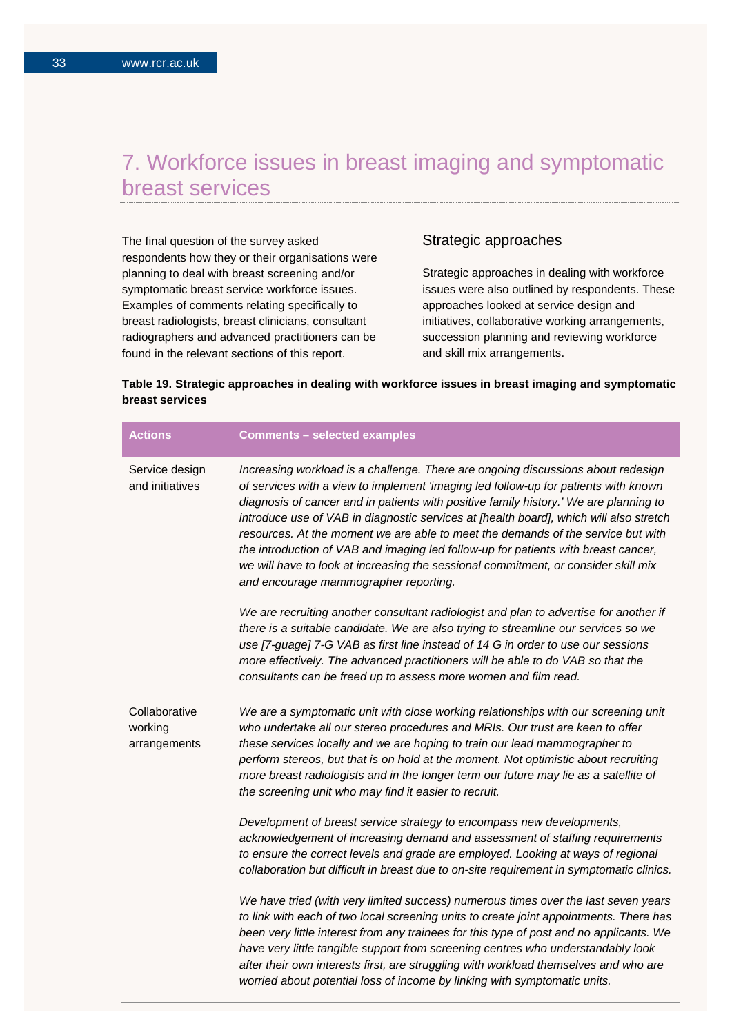# 7. Workforce issues in breast imaging and symptomatic breast services

The final question of the survey asked respondents how they or their organisations were planning to deal with breast screening and/or symptomatic breast service workforce issues. Examples of comments relating specifically to breast radiologists, breast clinicians, consultant radiographers and advanced practitioners can be found in the relevant sections of this report.

## Strategic approaches

Strategic approaches in dealing with workforce issues were also outlined by respondents. These approaches looked at service design and initiatives, collaborative working arrangements, succession planning and reviewing workforce and skill mix arrangements.

**Table 19. Strategic approaches in dealing with workforce issues in breast imaging and symptomatic breast services**

| Actions | Comments – selected examples |
|---|---|
| Service design and initiatives | *Increasing workload is a challenge. There are ongoing discussions about redesign of services with a view to implement 'imaging led follow-up for patients with known diagnosis of cancer and in patients with positive family history.' We are planning to introduce use of VAB in diagnostic services at [health board], which will also stretch resources. At the moment we are able to meet the demands of the service but with the introduction of VAB and imaging led follow-up for patients with breast cancer, we will have to look at increasing the sessional commitment, or consider skill mix and encourage mammographer reporting.* <br><br> *We are recruiting another consultant radiologist and plan to advertise for another if there is a suitable candidate. We are also trying to streamline our services so we use [7-guage] 7-G VAB as first line instead of 14 G in order to use our sessions more effectively. The advanced practitioners will be able to do VAB so that the consultants can be freed up to assess more women and film read.* |
| Collaborative working arrangements | *We are a symptomatic unit with close working relationships with our screening unit who undertake all our stereo procedures and MRIs. Our trust are keen to offer these services locally and we are hoping to train our lead mammographer to perform stereos, but that is on hold at the moment. Not optimistic about recruiting more breast radiologists and in the longer term our future may lie as a satellite of the screening unit who may find it easier to recruit.* <br><br> *Development of breast service strategy to encompass new developments, acknowledgement of increasing demand and assessment of staffing requirements to ensure the correct levels and grade are employed. Looking at ways of regional collaboration but difficult in breast due to on-site requirement in symptomatic clinics.* <br><br> *We have tried (with very limited success) numerous times over the last seven years to link with each of two local screening units to create joint appointments. There has been very little interest from any trainees for this type of post and no applicants. We have very little tangible support from screening centres who understandably look after their own interests first, are struggling with workload themselves and who are worried about potential loss of income by linking with symptomatic units.* |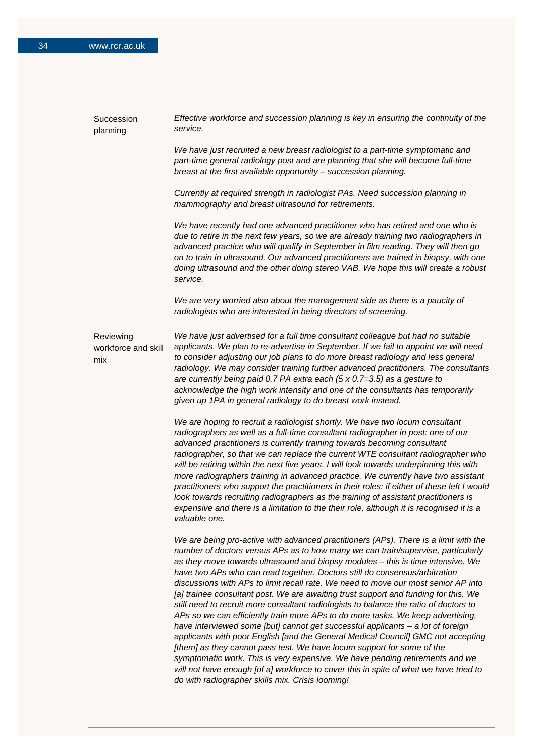| | |
|---|---|
| Succession planning | *Effective workforce and succession planning is key in ensuring the continuity of the service.*<br><br>*We have just recruited a new breast radiologist to a part-time symptomatic and part-time general radiology post and are planning that she will become full-time breast at the first available opportunity – succession planning.*<br><br>*Currently at required strength in radiologist PAs. Need succession planning in mammography and breast ultrasound for retirements.*<br><br>*We have recently had one advanced practitioner who has retired and one who is due to retire in the next few years, so we are already training two radiographers in advanced practice who will qualify in September in film reading. They will then go on to train in ultrasound. Our advanced practitioners are trained in biopsy, with one doing ultrasound and the other doing stereo VAB. We hope this will create a robust service.*<br><br>*We are very worried also about the management side as there is a paucity of radiologists who are interested in being directors of screening.* |
| Reviewing workforce and skill mix | *We have just advertised for a full time consultant colleague but had no suitable applicants. We plan to re-advertise in September. If we fail to appoint we will need to consider adjusting our job plans to do more breast radiology and less general radiology. We may consider training further advanced practitioners. The consultants are currently being paid 0.7 PA extra each (5 x 0.7=3.5) as a gesture to acknowledge the high work intensity and one of the consultants has temporarily given up 1PA in general radiology to do breast work instead.*<br><br>*We are hoping to recruit a radiologist shortly. We have two locum consultant radiographers as well as a full-time consultant radiographer in post: one of our advanced practitioners is currently training towards becoming consultant radiographer, so that we can replace the current WTE consultant radiographer who will be retiring within the next five years. I will look towards underpinning this with more radiographers training in advanced practice. We currently have two assistant practitioners who support the practitioners in their roles: if either of these left I would look towards recruiting radiographers as the training of assistant practitioners is expensive and there is a limitation to the their role, although it is recognised it is a valuable one.*<br><br>*We are being pro-active with advanced practitioners (APs). There is a limit with the number of doctors versus APs as to how many we can train/supervise, particularly as they move towards ultrasound and biopsy modules – this is time intensive. We have two APs who can read together. Doctors still do consensus/arbitration discussions with APs to limit recall rate. We need to move our most senior AP into [a] trainee consultant post. We are awaiting trust support and funding for this. We still need to recruit more consultant radiologists to balance the ratio of doctors to APs so we can efficiently train more APs to do more tasks. We keep advertising, have interviewed some [but] cannot get successful applicants – a lot of foreign applicants with poor English [and the General Medical Council] GMC not accepting [them] as they cannot pass test. We have locum support for some of the symptomatic work. This is very expensive. We have pending retirements and we will not have enough [of a] workforce to cover this in spite of what we have tried to do with radiographer skills mix. Crisis looming!* |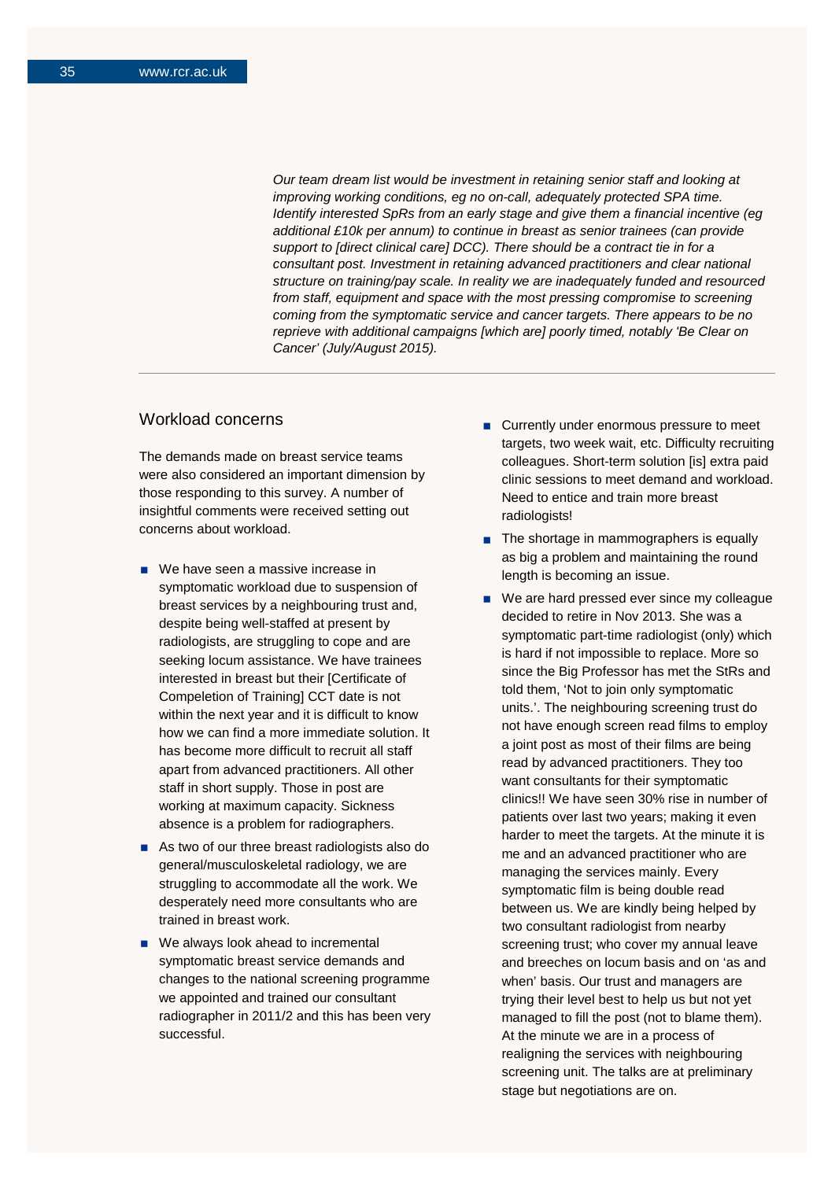*Our team dream list would be investment in retaining senior staff and looking at improving working conditions, eg no on-call, adequately protected SPA time. Identify interested SpRs from an early stage and give them a financial incentive (eg additional £10k per annum) to continue in breast as senior trainees (can provide support to [direct clinical care] DCC). There should be a contract tie in for a consultant post. Investment in retaining advanced practitioners and clear national structure on training/pay scale. In reality we are inadequately funded and resourced from staff, equipment and space with the most pressing compromise to screening coming from the symptomatic service and cancer targets. There appears to be no reprieve with additional campaigns [which are] poorly timed, notably 'Be Clear on Cancer' (July/August 2015).*

---

## Workload concerns

The demands made on breast service teams were also considered an important dimension by those responding to this survey. A number of insightful comments were received setting out concerns about workload.

- We have seen a massive increase in symptomatic workload due to suspension of breast services by a neighbouring trust and, despite being well-staffed at present by radiologists, are struggling to cope and are seeking locum assistance. We have trainees interested in breast but their [Certificate of Compeletion of Training] CCT date is not within the next year and it is difficult to know how we can find a more immediate solution. It has become more difficult to recruit all staff apart from advanced practitioners. All other staff in short supply. Those in post are working at maximum capacity. Sickness absence is a problem for radiographers.
- As two of our three breast radiologists also do general/musculoskeletal radiology, we are struggling to accommodate all the work. We desperately need more consultants who are trained in breast work.
- We always look ahead to incremental symptomatic breast service demands and changes to the national screening programme we appointed and trained our consultant radiographer in 2011/2 and this has been very successful.
- Currently under enormous pressure to meet targets, two week wait, etc. Difficulty recruiting colleagues. Short-term solution [is] extra paid clinic sessions to meet demand and workload. Need to entice and train more breast radiologists!
- The shortage in mammographers is equally as big a problem and maintaining the round length is becoming an issue.
- We are hard pressed ever since my colleague decided to retire in Nov 2013. She was a symptomatic part-time radiologist (only) which is hard if not impossible to replace. More so since the Big Professor has met the StRs and told them, 'Not to join only symptomatic units.'. The neighbouring screening trust do not have enough screen read films to employ a joint post as most of their films are being read by advanced practitioners. They too want consultants for their symptomatic clinics!! We have seen 30% rise in number of patients over last two years; making it even harder to meet the targets. At the minute it is me and an advanced practitioner who are managing the services mainly. Every symptomatic film is being double read between us. We are kindly being helped by two consultant radiologist from nearby screening trust; who cover my annual leave and breeches on locum basis and on 'as and when' basis. Our trust and managers are trying their level best to help us but not yet managed to fill the post (not to blame them). At the minute we are in a process of realigning the services with neighbouring screening unit. The talks are at preliminary stage but negotiations are on.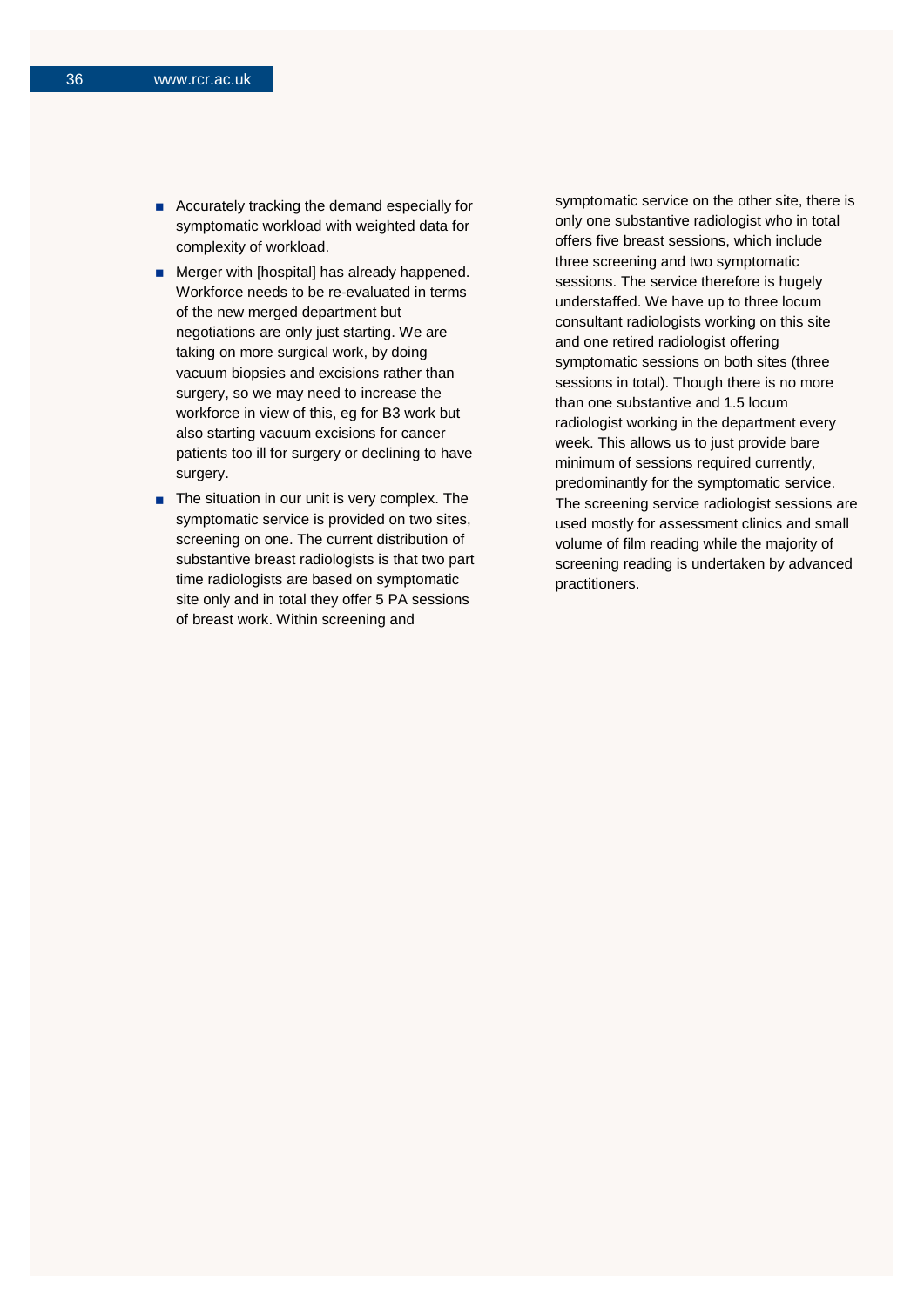- Accurately tracking the demand especially for symptomatic workload with weighted data for complexity of workload.
- Merger with [hospital] has already happened. Workforce needs to be re-evaluated in terms of the new merged department but negotiations are only just starting. We are taking on more surgical work, by doing vacuum biopsies and excisions rather than surgery, so we may need to increase the workforce in view of this, eg for B3 work but also starting vacuum excisions for cancer patients too ill for surgery or declining to have surgery.
- The situation in our unit is very complex. The symptomatic service is provided on two sites, screening on one. The current distribution of substantive breast radiologists is that two part time radiologists are based on symptomatic site only and in total they offer 5 PA sessions of breast work. Within screening and symptomatic service on the other site, there is only one substantive radiologist who in total offers five breast sessions, which include three screening and two symptomatic sessions. The service therefore is hugely understaffed. We have up to three locum consultant radiologists working on this site and one retired radiologist offering symptomatic sessions on both sites (three sessions in total). Though there is no more than one substantive and 1.5 locum radiologist working in the department every week. This allows us to just provide bare minimum of sessions required currently, predominantly for the symptomatic service. The screening service radiologist sessions are used mostly for assessment clinics and small volume of film reading while the majority of screening reading is undertaken by advanced practitioners.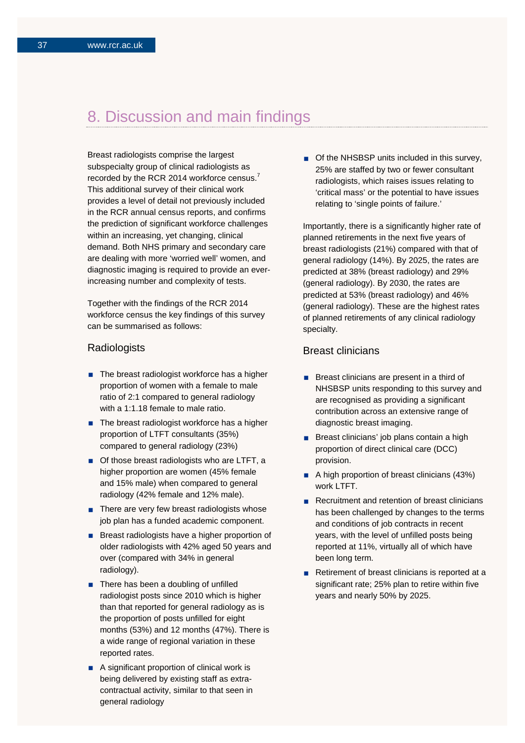# 8. Discussion and main findings

Breast radiologists comprise the largest subspecialty group of clinical radiologists as recorded by the RCR 2014 workforce census.[7] This additional survey of their clinical work provides a level of detail not previously included in the RCR annual census reports, and confirms the prediction of significant workforce challenges within an increasing, yet changing, clinical demand. Both NHS primary and secondary care are dealing with more 'worried well' women, and diagnostic imaging is required to provide an ever-increasing number and complexity of tests.

Together with the findings of the RCR 2014 workforce census the key findings of this survey can be summarised as follows:

## Radiologists

- The breast radiologist workforce has a higher proportion of women with a female to male ratio of 2:1 compared to general radiology with a 1:1.18 female to male ratio.
- The breast radiologist workforce has a higher proportion of LTFT consultants (35%) compared to general radiology (23%)
- Of those breast radiologists who are LTFT, a higher proportion are women (45% female and 15% male) when compared to general radiology (42% female and 12% male).
- There are very few breast radiologists whose job plan has a funded academic component.
- Breast radiologists have a higher proportion of older radiologists with 42% aged 50 years and over (compared with 34% in general radiology).
- There has been a doubling of unfilled radiologist posts since 2010 which is higher than that reported for general radiology as is the proportion of posts unfilled for eight months (53%) and 12 months (47%). There is a wide range of regional variation in these reported rates.
- A significant proportion of clinical work is being delivered by existing staff as extra-contractual activity, similar to that seen in general radiology
- Of the NHSBSP units included in this survey, 25% are staffed by two or fewer consultant radiologists, which raises issues relating to 'critical mass' or the potential to have issues relating to 'single points of failure.'

Importantly, there is a significantly higher rate of planned retirements in the next five years of breast radiologists (21%) compared with that of general radiology (14%). By 2025, the rates are predicted at 38% (breast radiology) and 29% (general radiology). By 2030, the rates are predicted at 53% (breast radiology) and 46% (general radiology). These are the highest rates of planned retirements of any clinical radiology specialty.

## Breast clinicians

- Breast clinicians are present in a third of NHSBSP units responding to this survey and are recognised as providing a significant contribution across an extensive range of diagnostic breast imaging.
- Breast clinicians' job plans contain a high proportion of direct clinical care (DCC) provision.
- A high proportion of breast clinicians (43%) work LTFT.
- Recruitment and retention of breast clinicians has been challenged by changes to the terms and conditions of job contracts in recent years, with the level of unfilled posts being reported at 11%, virtually all of which have been long term.
- Retirement of breast clinicians is reported at a significant rate; 25% plan to retire within five years and nearly 50% by 2025.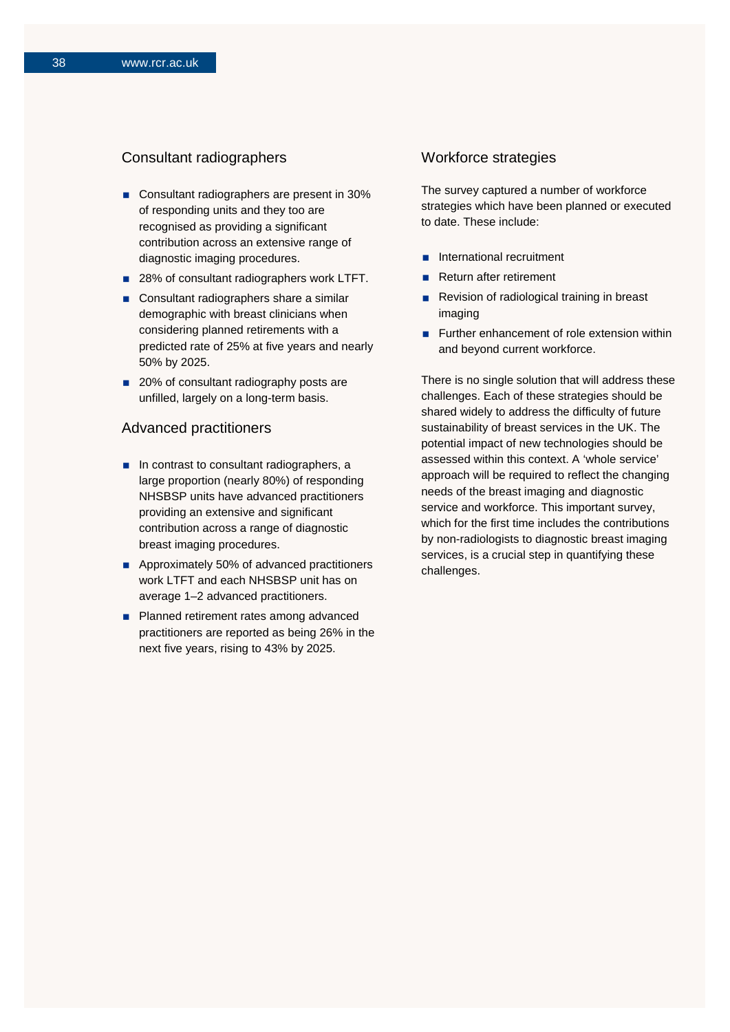## Consultant radiographers

- Consultant radiographers are present in 30% of responding units and they too are recognised as providing a significant contribution across an extensive range of diagnostic imaging procedures.
- 28% of consultant radiographers work LTFT.
- Consultant radiographers share a similar demographic with breast clinicians when considering planned retirements with a predicted rate of 25% at five years and nearly 50% by 2025.
- 20% of consultant radiography posts are unfilled, largely on a long-term basis.

## Advanced practitioners

- In contrast to consultant radiographers, a large proportion (nearly 80%) of responding NHSBSP units have advanced practitioners providing an extensive and significant contribution across a range of diagnostic breast imaging procedures.
- Approximately 50% of advanced practitioners work LTFT and each NHSBSP unit has on average 1–2 advanced practitioners.
- Planned retirement rates among advanced practitioners are reported as being 26% in the next five years, rising to 43% by 2025.

## Workforce strategies

The survey captured a number of workforce strategies which have been planned or executed to date. These include:

- International recruitment
- Return after retirement
- Revision of radiological training in breast imaging
- Further enhancement of role extension within and beyond current workforce.

There is no single solution that will address these challenges. Each of these strategies should be shared widely to address the difficulty of future sustainability of breast services in the UK. The potential impact of new technologies should be assessed within this context. A 'whole service' approach will be required to reflect the changing needs of the breast imaging and diagnostic service and workforce. This important survey, which for the first time includes the contributions by non-radiologists to diagnostic breast imaging services, is a crucial step in quantifying these challenges.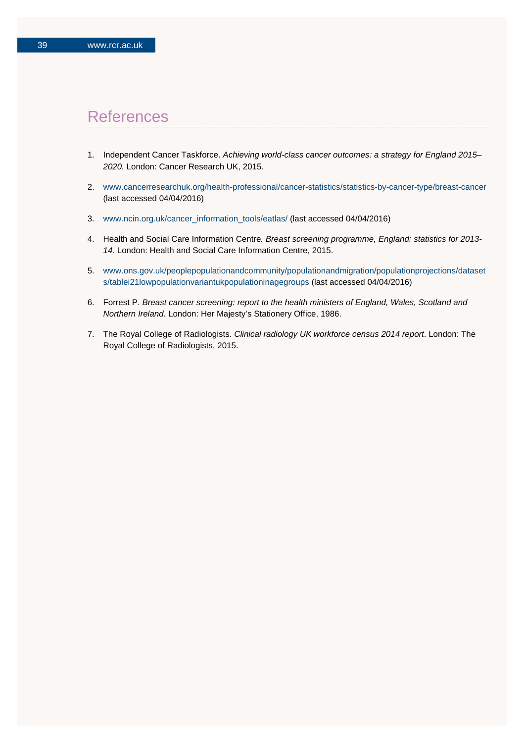# References

1. Independent Cancer Taskforce. *Achieving world-class cancer outcomes: a strategy for England 2015–2020.* London: Cancer Research UK, 2015.

2. www.cancerresearchuk.org/health-professional/cancer-statistics/statistics-by-cancer-type/breast-cancer (last accessed 04/04/2016)

3. www.ncin.org.uk/cancer_information_tools/eatlas/ (last accessed 04/04/2016)

4. Health and Social Care Information Centre*. Breast screening programme, England: statistics for 2013-14.* London: Health and Social Care Information Centre, 2015.

5. www.ons.gov.uk/peoplepopulationandcommunity/populationandmigration/populationprojections/datasets/tablei21lowpopulationvariantukpopulationinagegroups (last accessed 04/04/2016)

6. Forrest P. *Breast cancer screening: report to the health ministers of England, Wales, Scotland and Northern Ireland.* London: Her Majesty's Stationery Office, 1986.

7. The Royal College of Radiologists. *Clinical radiology UK workforce census 2014 report*. London: The Royal College of Radiologists, 2015.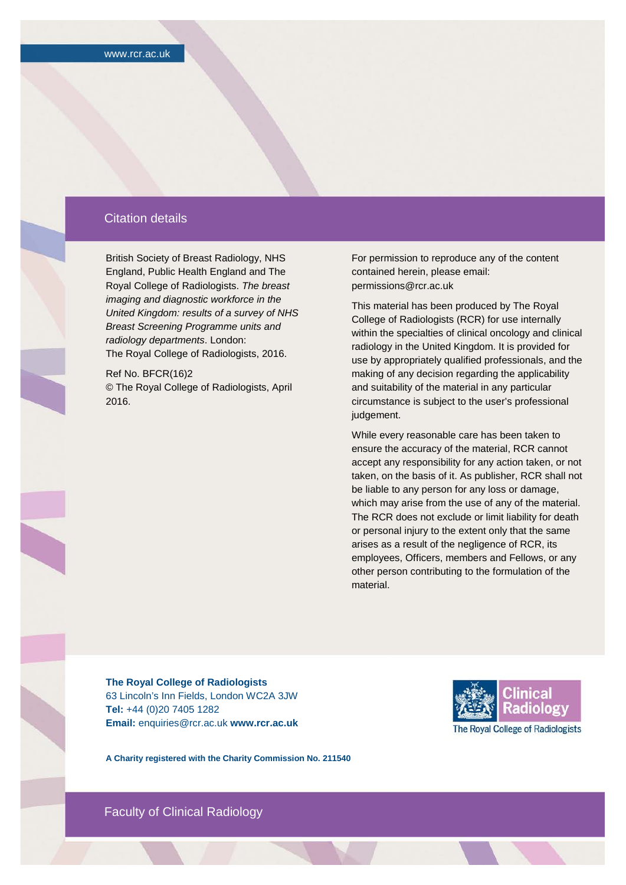www.rcr.ac.uk

## Citation details

British Society of Breast Radiology, NHS England, Public Health England and The Royal College of Radiologists. *The breast imaging and diagnostic workforce in the United Kingdom: results of a survey of NHS Breast Screening Programme units and radiology departments*. London: The Royal College of Radiologists, 2016.

Ref No. BFCR(16)2
© The Royal College of Radiologists, April 2016.

For permission to reproduce any of the content contained herein, please email: permissions@rcr.ac.uk

This material has been produced by The Royal College of Radiologists (RCR) for use internally within the specialties of clinical oncology and clinical radiology in the United Kingdom. It is provided for use by appropriately qualified professionals, and the making of any decision regarding the applicability and suitability of the material in any particular circumstance is subject to the user's professional judgement.

While every reasonable care has been taken to ensure the accuracy of the material, RCR cannot accept any responsibility for any action taken, or not taken, on the basis of it. As publisher, RCR shall not be liable to any person for any loss or damage, which may arise from the use of any of the material. The RCR does not exclude or limit liability for death or personal injury to the extent only that the same arises as a result of the negligence of RCR, its employees, Officers, members and Fellows, or any other person contributing to the formulation of the material.

**The Royal College of Radiologists**
63 Lincoln's Inn Fields, London WC2A 3JW
**Tel:** +44 (0)20 7405 1282
**Email:** enquiries@rcr.ac.uk **www.rcr.ac.uk**

Clinical Radiology
The Royal College of Radiologists

**A Charity registered with the Charity Commission No. 211540**

Faculty of Clinical Radiology